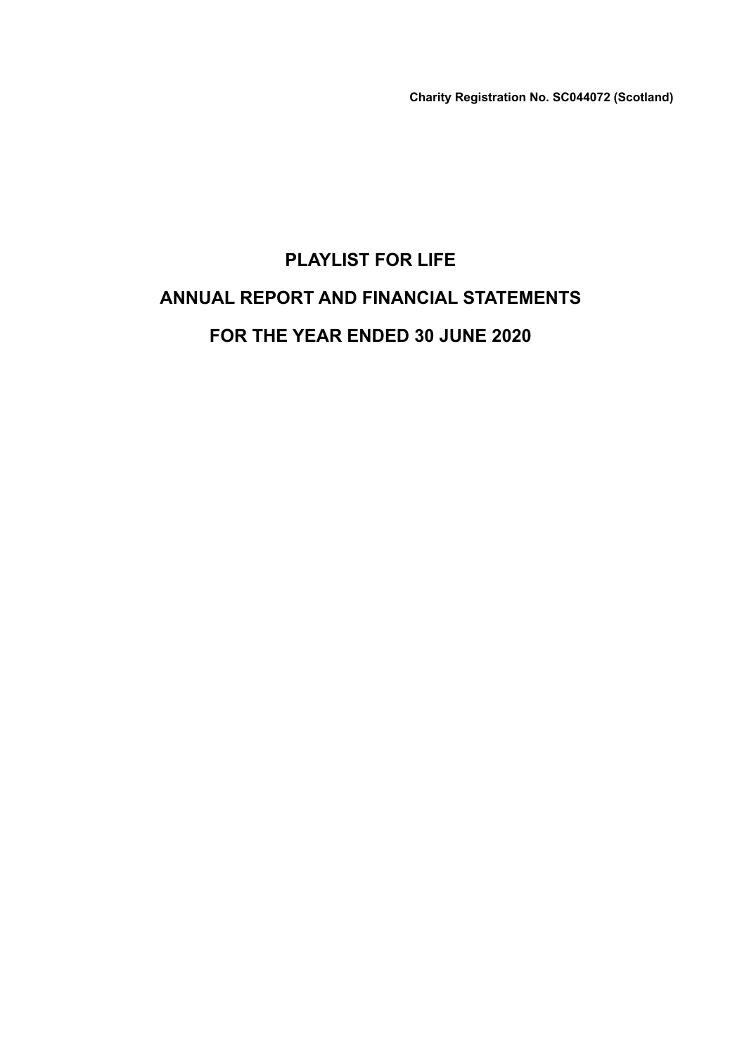**Charity Registration No. SC044072 (Scotland)**

# PLAYLIST FOR LIFE

# ANNUAL REPORT AND FINANCIAL STATEMENTS

# FOR THE YEAR ENDED 30 JUNE 2020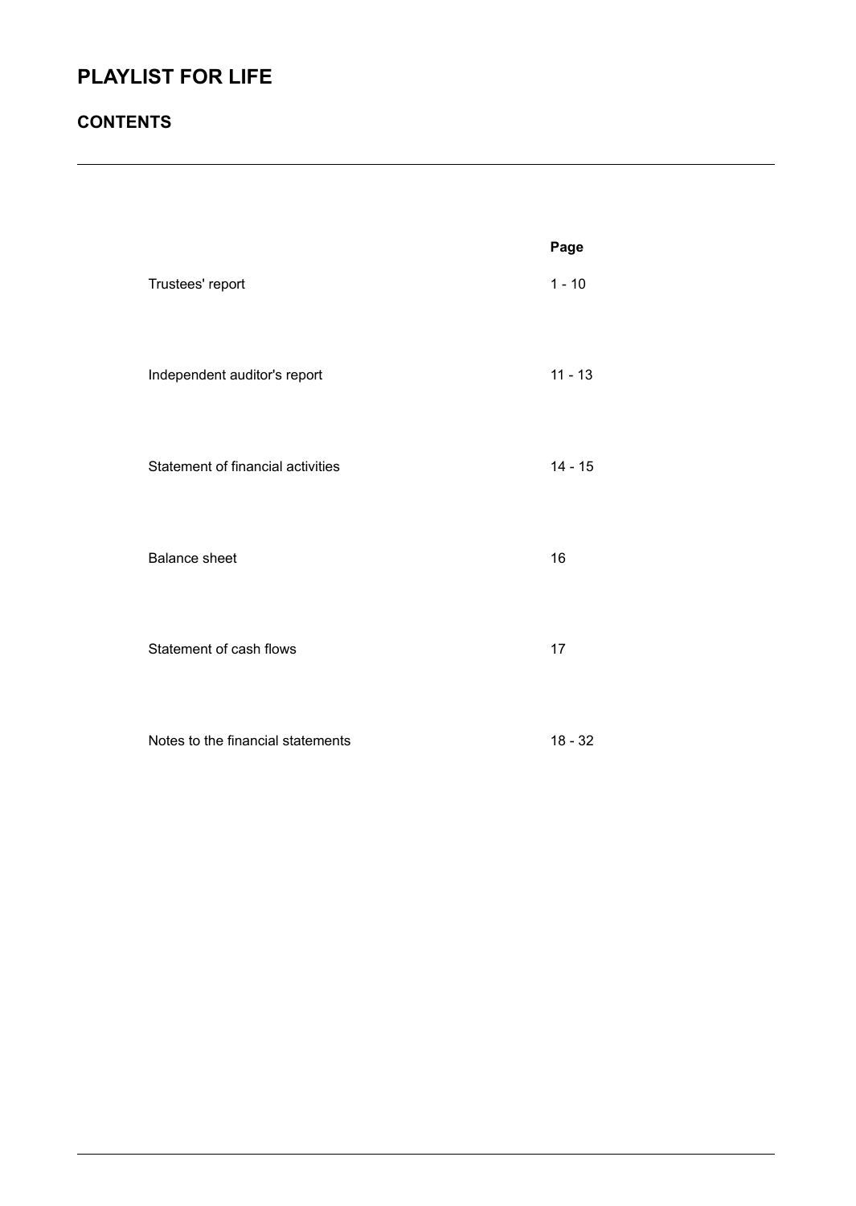# PLAYLIST FOR LIFE

## CONTENTS

| | Page |
|---|---|
| Trustees' report | 1 - 10 |
| Independent auditor's report | 11 - 13 |
| Statement of financial activities | 14 - 15 |
| Balance sheet | 16 |
| Statement of cash flows | 17 |
| Notes to the financial statements | 18 - 32 |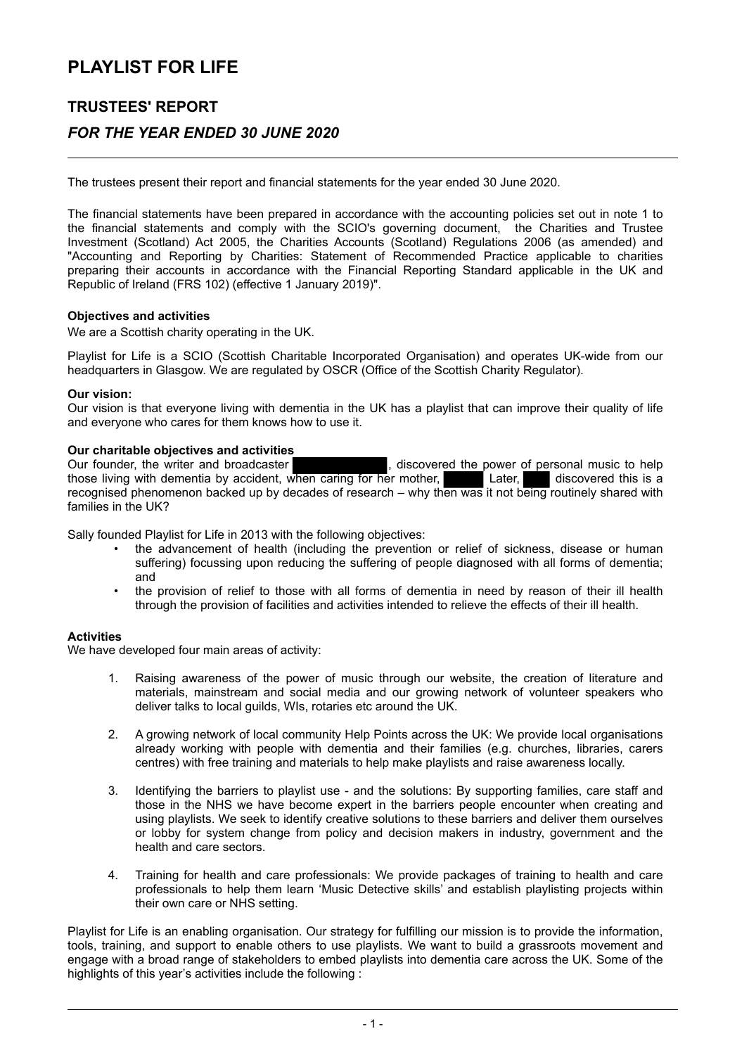# PLAYLIST FOR LIFE

## TRUSTEES' REPORT

### *FOR THE YEAR ENDED 30 JUNE 2020*

The trustees present their report and financial statements for the year ended 30 June 2020.

The financial statements have been prepared in accordance with the accounting policies set out in note 1 to the financial statements and comply with the SCIO's governing document, the Charities and Trustee Investment (Scotland) Act 2005, the Charities Accounts (Scotland) Regulations 2006 (as amended) and "Accounting and Reporting by Charities: Statement of Recommended Practice applicable to charities preparing their accounts in accordance with the Financial Reporting Standard applicable in the UK and Republic of Ireland (FRS 102) (effective 1 January 2019)".

**Objectives and activities**

We are a Scottish charity operating in the UK.

Playlist for Life is a SCIO (Scottish Charitable Incorporated Organisation) and operates UK-wide from our headquarters in Glasgow. We are regulated by OSCR (Office of the Scottish Charity Regulator).

**Our vision:**

Our vision is that everyone living with dementia in the UK has a playlist that can improve their quality of life and everyone who cares for them knows how to use it.

**Our charitable objectives and activities**

Our founder, the writer and broadcaster [REDACTED], discovered the power of personal music to help those living with dementia by accident, when caring for her mother, [REDACTED]. Later, [REDACTED] discovered this is a recognised phenomenon backed up by decades of research – why then was it not being routinely shared with families in the UK?

Sally founded Playlist for Life in 2013 with the following objectives:

- the advancement of health (including the prevention or relief of sickness, disease or human suffering) focussing upon reducing the suffering of people diagnosed with all forms of dementia; and
- the provision of relief to those with all forms of dementia in need by reason of their ill health through the provision of facilities and activities intended to relieve the effects of their ill health.

**Activities**

We have developed four main areas of activity:

1. Raising awareness of the power of music through our website, the creation of literature and materials, mainstream and social media and our growing network of volunteer speakers who deliver talks to local guilds, WIs, rotaries etc around the UK.

2. A growing network of local community Help Points across the UK: We provide local organisations already working with people with dementia and their families (e.g. churches, libraries, carers centres) with free training and materials to help make playlists and raise awareness locally.

3. Identifying the barriers to playlist use - and the solutions: By supporting families, care staff and those in the NHS we have become expert in the barriers people encounter when creating and using playlists. We seek to identify creative solutions to these barriers and deliver them ourselves or lobby for system change from policy and decision makers in industry, government and the health and care sectors.

4. Training for health and care professionals: We provide packages of training to health and care professionals to help them learn 'Music Detective skills' and establish playlisting projects within their own care or NHS setting.

Playlist for Life is an enabling organisation. Our strategy for fulfilling our mission is to provide the information, tools, training, and support to enable others to use playlists. We want to build a grassroots movement and engage with a broad range of stakeholders to embed playlists into dementia care across the UK. Some of the highlights of this year's activities include the following :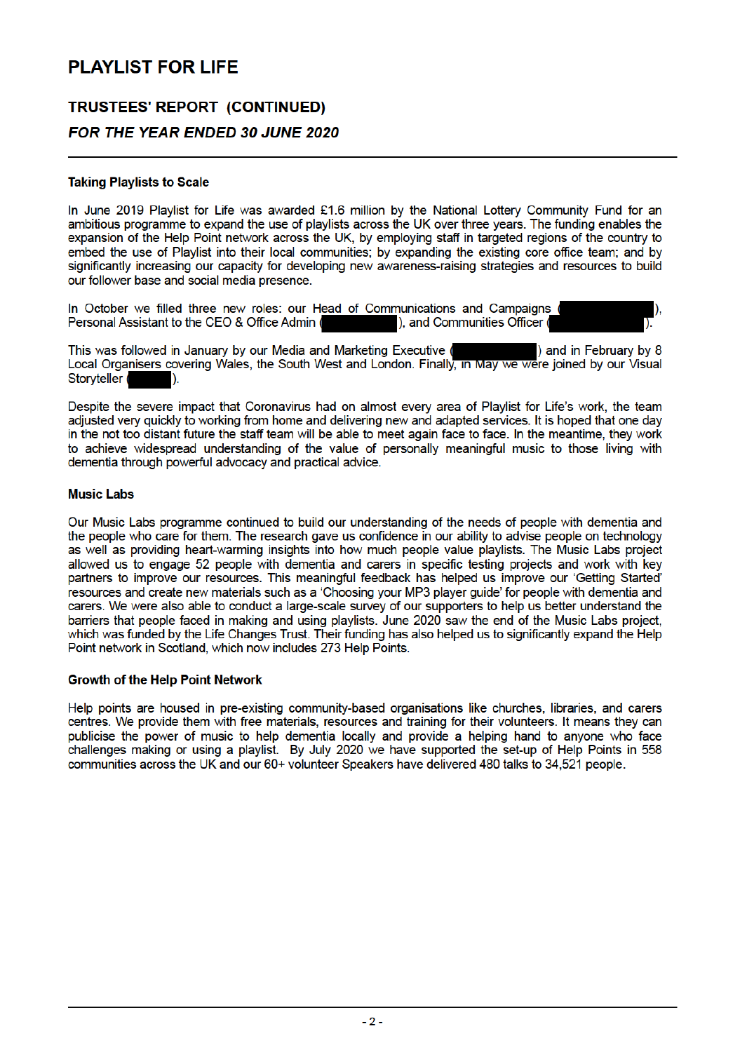# PLAYLIST FOR LIFE

## TRUSTEES' REPORT (CONTINUED)

### *FOR THE YEAR ENDED 30 JUNE 2020*

---

#### Taking Playlists to Scale

In June 2019 Playlist for Life was awarded £1.6 million by the National Lottery Community Fund for an ambitious programme to expand the use of playlists across the UK over three years. The funding enables the expansion of the Help Point network across the UK, by employing staff in targeted regions of the country to embed the use of Playlist into their local communities; by expanding the existing core office team; and by significantly increasing our capacity for developing new awareness-raising strategies and resources to build our follower base and social media presence.

In October we filled three new roles: our Head of Communications and Campaigns ( ), Personal Assistant to the CEO & Office Admin ( ), and Communities Officer ( ).

This was followed in January by our Media and Marketing Executive ( ) and in February by 8 Local Organisers covering Wales, the South West and London. Finally, in May we were joined by our Visual Storyteller ( ).

Despite the severe impact that Coronavirus had on almost every area of Playlist for Life's work, the team adjusted very quickly to working from home and delivering new and adapted services. It is hoped that one day in the not too distant future the staff team will be able to meet again face to face. In the meantime, they work to achieve widespread understanding of the value of personally meaningful music to those living with dementia through powerful advocacy and practical advice.

#### Music Labs

Our Music Labs programme continued to build our understanding of the needs of people with dementia and the people who care for them. The research gave us confidence in our ability to advise people on technology as well as providing heart-warming insights into how much people value playlists. The Music Labs project allowed us to engage 52 people with dementia and carers in specific testing projects and work with key partners to improve our resources. This meaningful feedback has helped us improve our 'Getting Started' resources and create new materials such as a 'Choosing your MP3 player guide' for people with dementia and carers. We were also able to conduct a large-scale survey of our supporters to help us better understand the barriers that people faced in making and using playlists. June 2020 saw the end of the Music Labs project, which was funded by the Life Changes Trust. Their funding has also helped us to significantly expand the Help Point network in Scotland, which now includes 273 Help Points.

#### Growth of the Help Point Network

Help points are housed in pre-existing community-based organisations like churches, libraries, and carers centres. We provide them with free materials, resources and training for their volunteers. It means they can publicise the power of music to help dementia locally and provide a helping hand to anyone who face challenges making or using a playlist. By July 2020 we have supported the set-up of Help Points in 558 communities across the UK and our 60+ volunteer Speakers have delivered 480 talks to 34,521 people.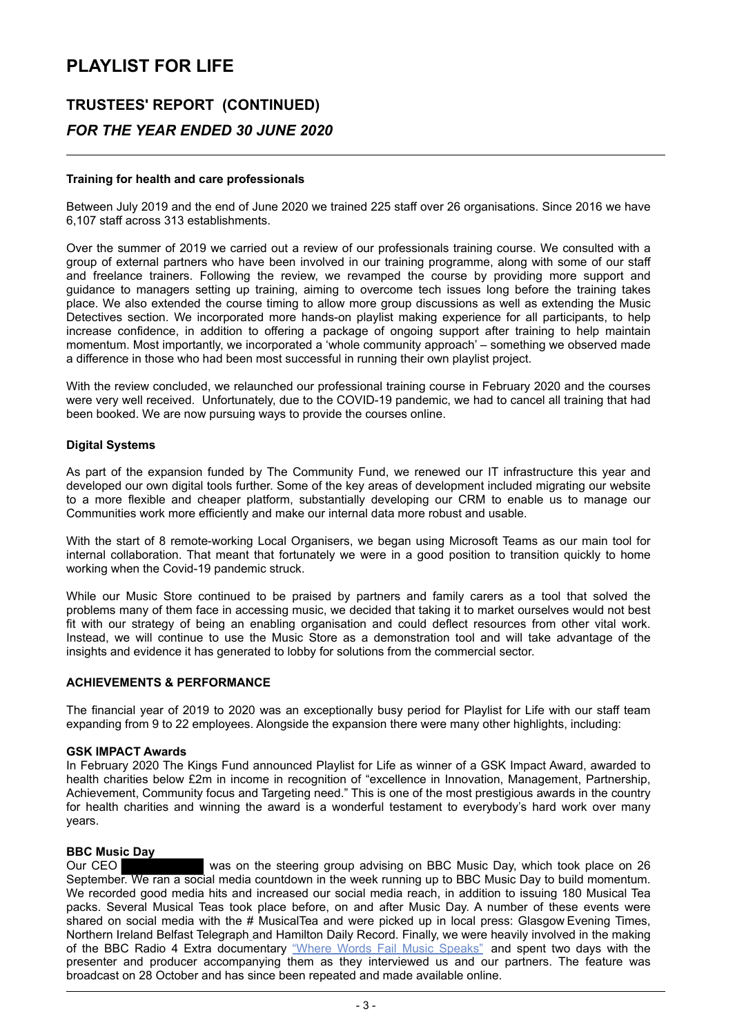# PLAYLIST FOR LIFE

## TRUSTEES' REPORT (CONTINUED)

### *FOR THE YEAR ENDED 30 JUNE 2020*

**Training for health and care professionals**

Between July 2019 and the end of June 2020 we trained 225 staff over 26 organisations. Since 2016 we have 6,107 staff across 313 establishments.

Over the summer of 2019 we carried out a review of our professionals training course. We consulted with a group of external partners who have been involved in our training programme, along with some of our staff and freelance trainers. Following the review, we revamped the course by providing more support and guidance to managers setting up training, aiming to overcome tech issues long before the training takes place. We also extended the course timing to allow more group discussions as well as extending the Music Detectives section. We incorporated more hands-on playlist making experience for all participants, to help increase confidence, in addition to offering a package of ongoing support after training to help maintain momentum. Most importantly, we incorporated a 'whole community approach' – something we observed made a difference in those who had been most successful in running their own playlist project.

With the review concluded, we relaunched our professional training course in February 2020 and the courses were very well received. Unfortunately, due to the COVID-19 pandemic, we had to cancel all training that had been booked. We are now pursuing ways to provide the courses online.

**Digital Systems**

As part of the expansion funded by The Community Fund, we renewed our IT infrastructure this year and developed our own digital tools further. Some of the key areas of development included migrating our website to a more flexible and cheaper platform, substantially developing our CRM to enable us to manage our Communities work more efficiently and make our internal data more robust and usable.

With the start of 8 remote-working Local Organisers, we began using Microsoft Teams as our main tool for internal collaboration. That meant that fortunately we were in a good position to transition quickly to home working when the Covid-19 pandemic struck.

While our Music Store continued to be praised by partners and family carers as a tool that solved the problems many of them face in accessing music, we decided that taking it to market ourselves would not best fit with our strategy of being an enabling organisation and could deflect resources from other vital work. Instead, we will continue to use the Music Store as a demonstration tool and will take advantage of the insights and evidence it has generated to lobby for solutions from the commercial sector.

**ACHIEVEMENTS & PERFORMANCE**

The financial year of 2019 to 2020 was an exceptionally busy period for Playlist for Life with our staff team expanding from 9 to 22 employees. Alongside the expansion there were many other highlights, including:

**GSK IMPACT Awards**

In February 2020 The Kings Fund announced Playlist for Life as winner of a GSK Impact Award, awarded to health charities below £2m in income in recognition of "excellence in Innovation, Management, Partnership, Achievement, Community focus and Targeting need." This is one of the most prestigious awards in the country for health charities and winning the award is a wonderful testament to everybody's hard work over many years.

**BBC Music Day**

Our CEO [redacted] was on the steering group advising on BBC Music Day, which took place on 26 September. We ran a social media countdown in the week running up to BBC Music Day to build momentum. We recorded good media hits and increased our social media reach, in addition to issuing 180 Musical Tea packs. Several Musical Teas took place before, on and after Music Day. A number of these events were shared on social media with the # MusicalTea and were picked up in local press: Glasgow Evening Times, Northern Ireland Belfast Telegraph and Hamilton Daily Record. Finally, we were heavily involved in the making of the BBC Radio 4 Extra documentary "Where Words Fail Music Speaks" and spent two days with the presenter and producer accompanying them as they interviewed us and our partners. The feature was broadcast on 28 October and has since been repeated and made available online.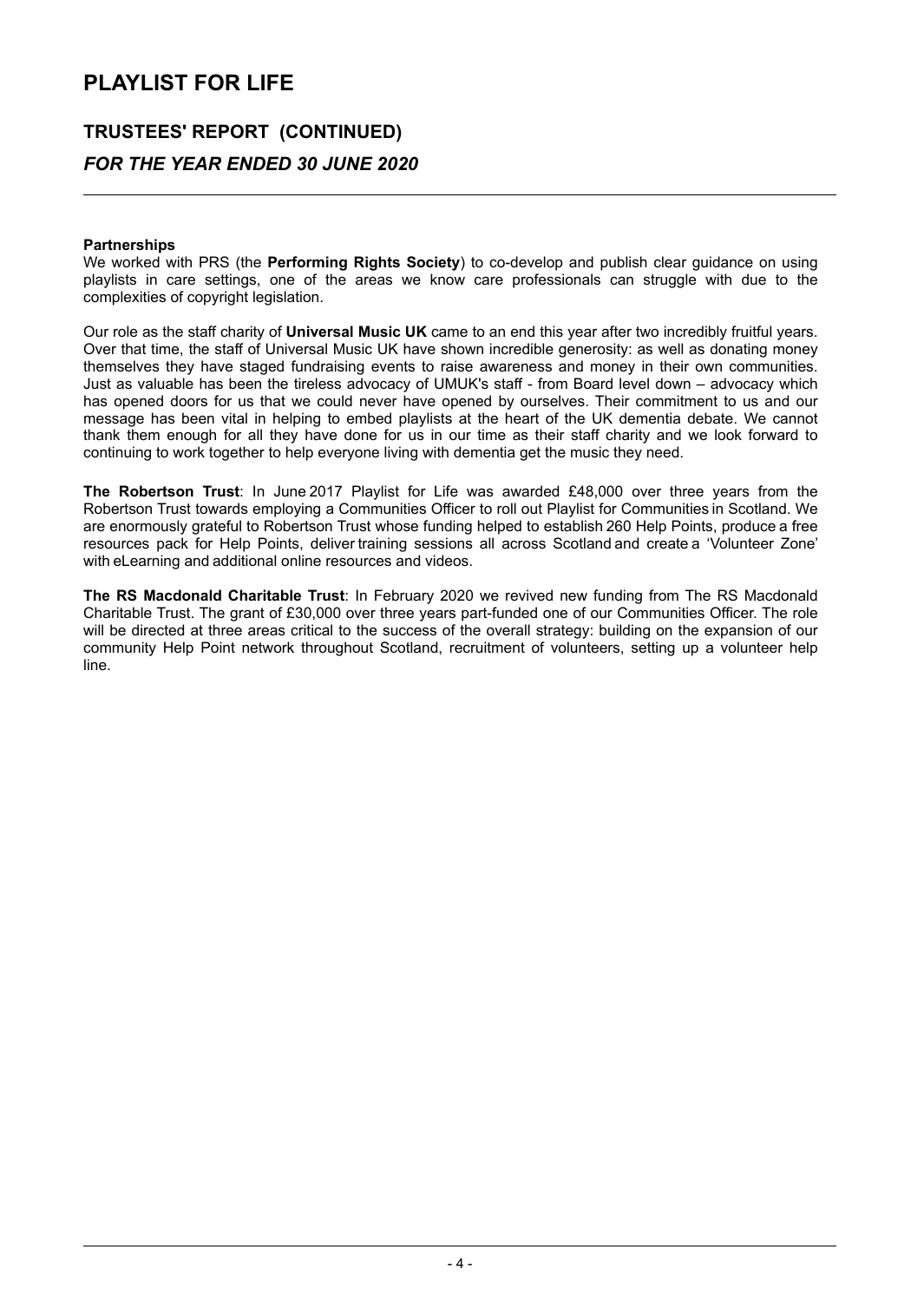## Partnerships

We worked with PRS (the **Performing Rights Society**) to co-develop and publish clear guidance on using playlists in care settings, one of the areas we know care professionals can struggle with due to the complexities of copyright legislation.

Our role as the staff charity of **Universal Music UK** came to an end this year after two incredibly fruitful years. Over that time, the staff of Universal Music UK have shown incredible generosity: as well as donating money themselves they have staged fundraising events to raise awareness and money in their own communities. Just as valuable has been the tireless advocacy of UMUK's staff - from Board level down – advocacy which has opened doors for us that we could never have opened by ourselves. Their commitment to us and our message has been vital in helping to embed playlists at the heart of the UK dementia debate. We cannot thank them enough for all they have done for us in our time as their staff charity and we look forward to continuing to work together to help everyone living with dementia get the music they need.

**The Robertson Trust**: In June 2017 Playlist for Life was awarded £48,000 over three years from the Robertson Trust towards employing a Communities Officer to roll out Playlist for Communities in Scotland. We are enormously grateful to Robertson Trust whose funding helped to establish 260 Help Points, produce a free resources pack for Help Points, deliver training sessions all across Scotland and create a 'Volunteer Zone' with eLearning and additional online resources and videos.

**The RS Macdonald Charitable Trust**: In February 2020 we revived new funding from The RS Macdonald Charitable Trust. The grant of £30,000 over three years part-funded one of our Communities Officer. The role will be directed at three areas critical to the success of the overall strategy: building on the expansion of our community Help Point network throughout Scotland, recruitment of volunteers, setting up a volunteer help line.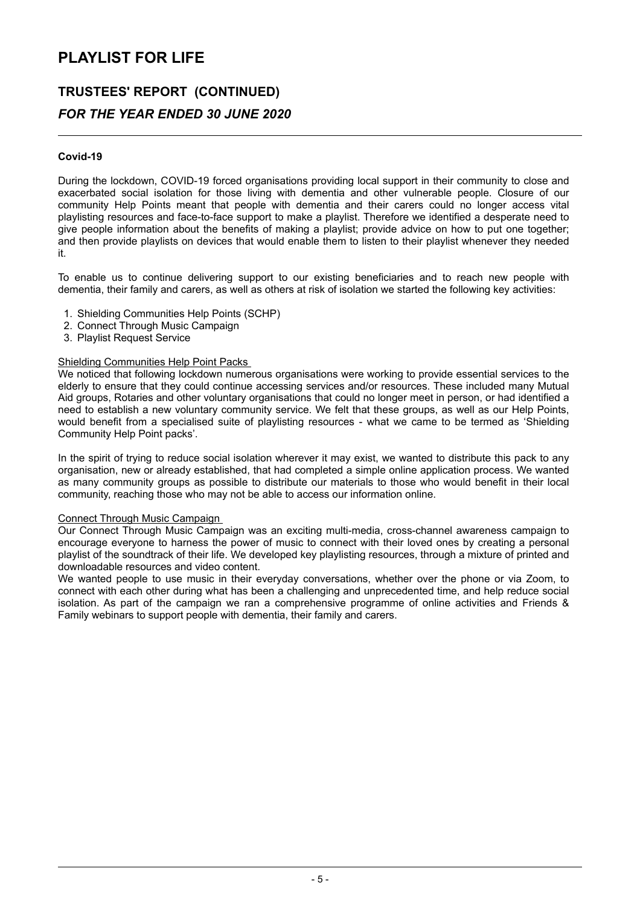# PLAYLIST FOR LIFE

## TRUSTEES' REPORT (CONTINUED)

## *FOR THE YEAR ENDED 30 JUNE 2020*

**Covid-19**

During the lockdown, COVID-19 forced organisations providing local support in their community to close and exacerbated social isolation for those living with dementia and other vulnerable people. Closure of our community Help Points meant that people with dementia and their carers could no longer access vital playlisting resources and face-to-face support to make a playlist. Therefore we identified a desperate need to give people information about the benefits of making a playlist; provide advice on how to put one together; and then provide playlists on devices that would enable them to listen to their playlist whenever they needed it.

To enable us to continue delivering support to our existing beneficiaries and to reach new people with dementia, their family and carers, as well as others at risk of isolation we started the following key activities:

1. Shielding Communities Help Points (SCHP)
2. Connect Through Music Campaign
3. Playlist Request Service

Shielding Communities Help Point Packs

We noticed that following lockdown numerous organisations were working to provide essential services to the elderly to ensure that they could continue accessing services and/or resources. These included many Mutual Aid groups, Rotaries and other voluntary organisations that could no longer meet in person, or had identified a need to establish a new voluntary community service. We felt that these groups, as well as our Help Points, would benefit from a specialised suite of playlisting resources - what we came to be termed as 'Shielding Community Help Point packs'.

In the spirit of trying to reduce social isolation wherever it may exist, we wanted to distribute this pack to any organisation, new or already established, that had completed a simple online application process. We wanted as many community groups as possible to distribute our materials to those who would benefit in their local community, reaching those who may not be able to access our information online.

Connect Through Music Campaign

Our Connect Through Music Campaign was an exciting multi-media, cross-channel awareness campaign to encourage everyone to harness the power of music to connect with their loved ones by creating a personal playlist of the soundtrack of their life. We developed key playlisting resources, through a mixture of printed and downloadable resources and video content.

We wanted people to use music in their everyday conversations, whether over the phone or via Zoom, to connect with each other during what has been a challenging and unprecedented time, and help reduce social isolation. As part of the campaign we ran a comprehensive programme of online activities and Friends & Family webinars to support people with dementia, their family and carers.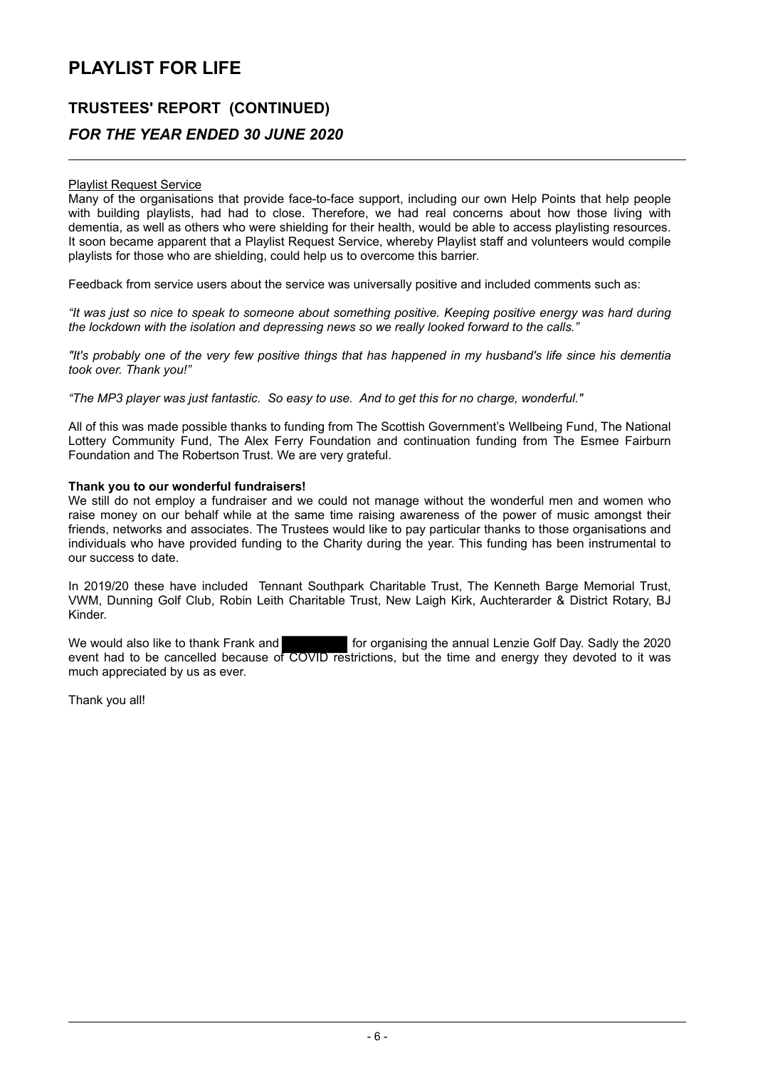# PLAYLIST FOR LIFE

## TRUSTEES' REPORT (CONTINUED)

### *FOR THE YEAR ENDED 30 JUNE 2020*

Playlist Request Service

Many of the organisations that provide face-to-face support, including our own Help Points that help people with building playlists, had had to close. Therefore, we had real concerns about how those living with dementia, as well as others who were shielding for their health, would be able to access playlisting resources. It soon became apparent that a Playlist Request Service, whereby Playlist staff and volunteers would compile playlists for those who are shielding, could help us to overcome this barrier.

Feedback from service users about the service was universally positive and included comments such as:

*"It was just so nice to speak to someone about something positive. Keeping positive energy was hard during the lockdown with the isolation and depressing news so we really looked forward to the calls."*

*"It's probably one of the very few positive things that has happened in my husband's life since his dementia took over. Thank you!"*

*"The MP3 player was just fantastic. So easy to use. And to get this for no charge, wonderful."*

All of this was made possible thanks to funding from The Scottish Government's Wellbeing Fund, The National Lottery Community Fund, The Alex Ferry Foundation and continuation funding from The Esmee Fairburn Foundation and The Robertson Trust. We are very grateful.

**Thank you to our wonderful fundraisers!**

We still do not employ a fundraiser and we could not manage without the wonderful men and women who raise money on our behalf while at the same time raising awareness of the power of music amongst their friends, networks and associates. The Trustees would like to pay particular thanks to those organisations and individuals who have provided funding to the Charity during the year. This funding has been instrumental to our success to date.

In 2019/20 these have included Tennant Southpark Charitable Trust, The Kenneth Barge Memorial Trust, VWM, Dunning Golf Club, Robin Leith Charitable Trust, New Laigh Kirk, Auchterarder & District Rotary, BJ Kinder.

We would also like to thank Frank and [redacted] for organising the annual Lenzie Golf Day. Sadly the 2020 event had to be cancelled because of COVID restrictions, but the time and energy they devoted to it was much appreciated by us as ever.

Thank you all!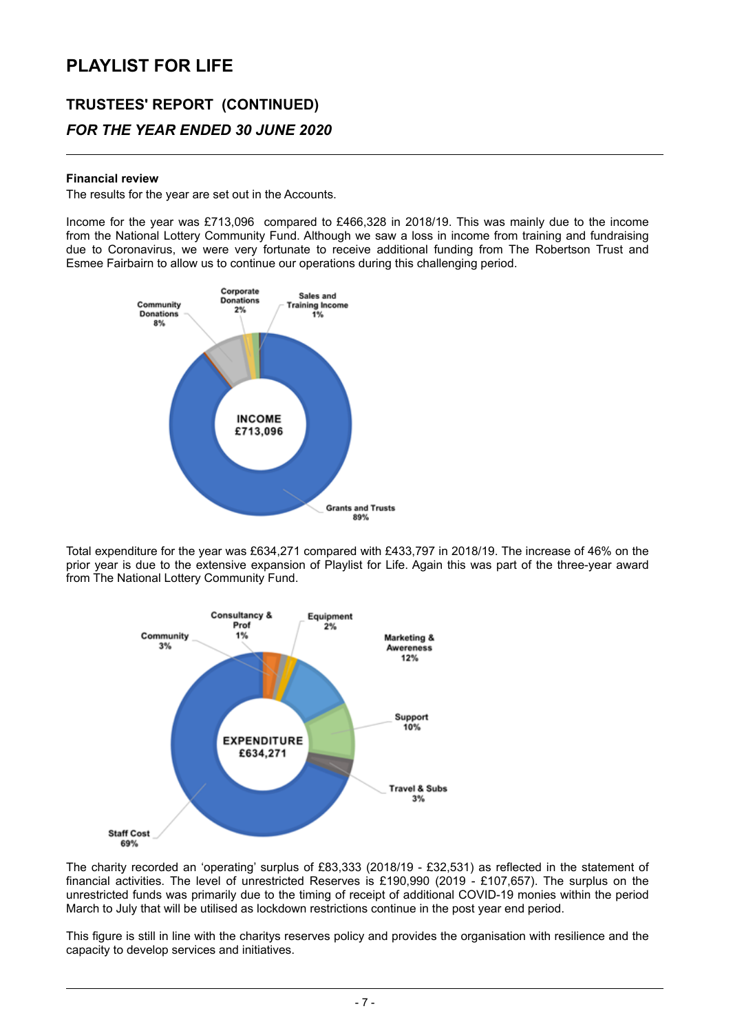# PLAYLIST FOR LIFE

## TRUSTEES' REPORT (CONTINUED)

### *FOR THE YEAR ENDED 30 JUNE 2020*

**Financial review**

The results for the year are set out in the Accounts.

Income for the year was £713,096 compared to £466,328 in 2018/19. This was mainly due to the income from the National Lottery Community Fund. Although we saw a loss in income from training and fundraising due to Coronavirus, we were very fortunate to receive additional funding from The Robertson Trust and Esmee Fairbairn to allow us to continue our operations during this challenging period.

INCOME £713,096

- Grants and Trusts 89%
- Community Donations 8%
- Corporate Donations 2%
- Sales and Training Income 1%

Total expenditure for the year was £634,271 compared with £433,797 in 2018/19. The increase of 46% on the prior year is due to the extensive expansion of Playlist for Life. Again this was part of the three-year award from The National Lottery Community Fund.

EXPENDITURE £634,271

- Staff Cost 69%
- Marketing & Awereness 12%
- Support 10%
- Community 3%
- Travel & Subs 3%
- Equipment 2%
- Consultancy & Prof 1%

The charity recorded an 'operating' surplus of £83,333 (2018/19 - £32,531) as reflected in the statement of financial activities. The level of unrestricted Reserves is £190,990 (2019 - £107,657). The surplus on the unrestricted funds was primarily due to the timing of receipt of additional COVID-19 monies within the period March to July that will be utilised as lockdown restrictions continue in the post year end period.

This figure is still in line with the charitys reserves policy and provides the organisation with resilience and the capacity to develop services and initiatives.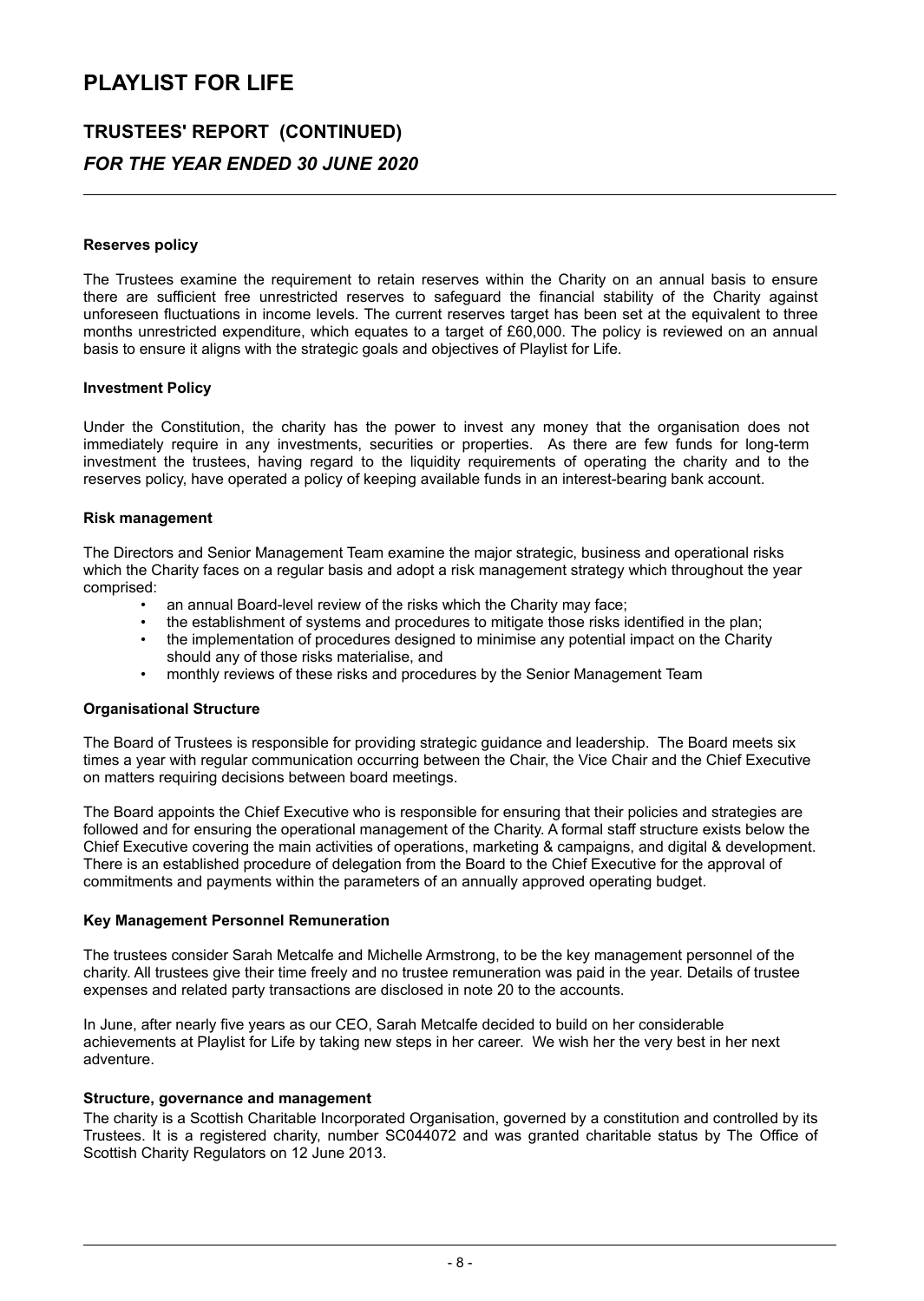# PLAYLIST FOR LIFE

## TRUSTEES' REPORT (CONTINUED)

### *FOR THE YEAR ENDED 30 JUNE 2020*

**Reserves policy**

The Trustees examine the requirement to retain reserves within the Charity on an annual basis to ensure there are sufficient free unrestricted reserves to safeguard the financial stability of the Charity against unforeseen fluctuations in income levels. The current reserves target has been set at the equivalent to three months unrestricted expenditure, which equates to a target of £60,000. The policy is reviewed on an annual basis to ensure it aligns with the strategic goals and objectives of Playlist for Life.

**Investment Policy**

Under the Constitution, the charity has the power to invest any money that the organisation does not immediately require in any investments, securities or properties. As there are few funds for long-term investment the trustees, having regard to the liquidity requirements of operating the charity and to the reserves policy, have operated a policy of keeping available funds in an interest-bearing bank account.

**Risk management**

The Directors and Senior Management Team examine the major strategic, business and operational risks which the Charity faces on a regular basis and adopt a risk management strategy which throughout the year comprised:

- an annual Board-level review of the risks which the Charity may face;
- the establishment of systems and procedures to mitigate those risks identified in the plan;
- the implementation of procedures designed to minimise any potential impact on the Charity should any of those risks materialise, and
- monthly reviews of these risks and procedures by the Senior Management Team

**Organisational Structure**

The Board of Trustees is responsible for providing strategic guidance and leadership. The Board meets six times a year with regular communication occurring between the Chair, the Vice Chair and the Chief Executive on matters requiring decisions between board meetings.

The Board appoints the Chief Executive who is responsible for ensuring that their policies and strategies are followed and for ensuring the operational management of the Charity. A formal staff structure exists below the Chief Executive covering the main activities of operations, marketing & campaigns, and digital & development. There is an established procedure of delegation from the Board to the Chief Executive for the approval of commitments and payments within the parameters of an annually approved operating budget.

**Key Management Personnel Remuneration**

The trustees consider Sarah Metcalfe and Michelle Armstrong, to be the key management personnel of the charity. All trustees give their time freely and no trustee remuneration was paid in the year. Details of trustee expenses and related party transactions are disclosed in note 20 to the accounts.

In June, after nearly five years as our CEO, Sarah Metcalfe decided to build on her considerable achievements at Playlist for Life by taking new steps in her career. We wish her the very best in her next adventure.

**Structure, governance and management**

The charity is a Scottish Charitable Incorporated Organisation, governed by a constitution and controlled by its Trustees. It is a registered charity, number SC044072 and was granted charitable status by The Office of Scottish Charity Regulators on 12 June 2013.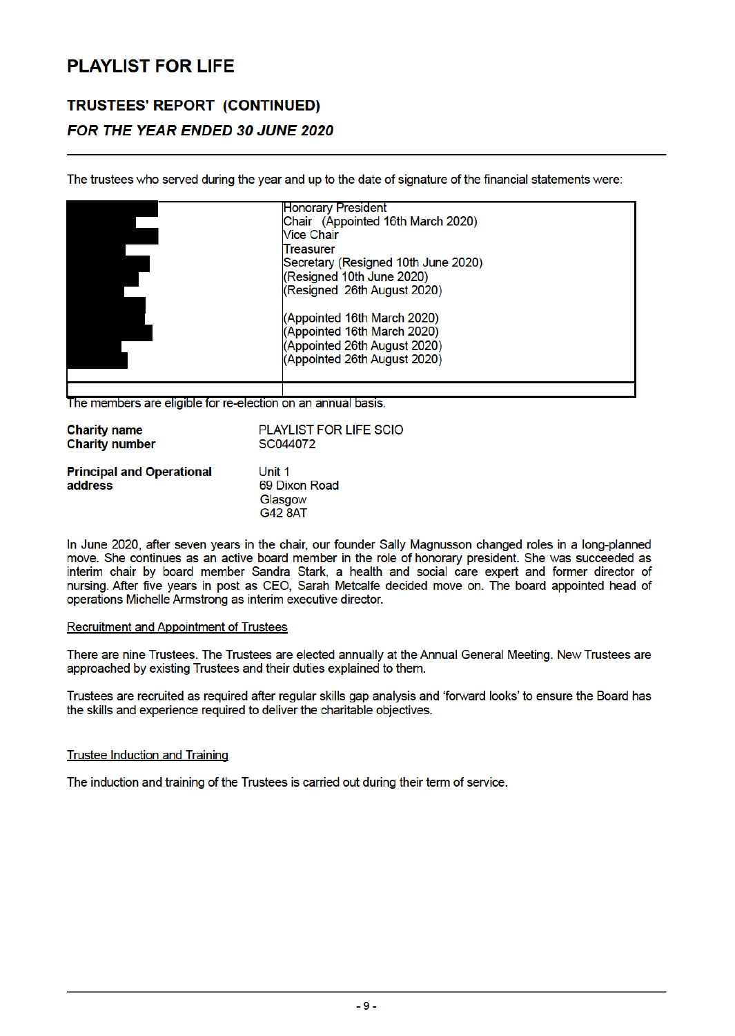# PLAYLIST FOR LIFE

## TRUSTEES' REPORT (CONTINUED)

### *FOR THE YEAR ENDED 30 JUNE 2020*

The trustees who served during the year and up to the date of signature of the financial statements were:

| | |
|---|---|
| | Honorary President |
| | Chair (Appointed 16th March 2020) |
| | Vice Chair |
| | Treasurer |
| | Secretary (Resigned 10th June 2020) |
| | (Resigned 10th June 2020) |
| | (Resigned 26th August 2020) |
| | |
| | (Appointed 16th March 2020) |
| | (Appointed 16th March 2020) |
| | (Appointed 26th August 2020) |
| | (Appointed 26th August 2020) |
| | |

The members are eligible for re-election on an annual basis.

| | |
|---|---|
| **Charity name** | PLAYLIST FOR LIFE SCIO |
| **Charity number** | SC044072 |
| **Principal and Operational address** | Unit 1<br>69 Dixon Road<br>Glasgow<br>G42 8AT |

In June 2020, after seven years in the chair, our founder Sally Magnusson changed roles in a long-planned move. She continues as an active board member in the role of honorary president. She was succeeded as interim chair by board member Sandra Stark, a health and social care expert and former director of nursing. After five years in post as CEO, Sarah Metcalfe decided move on. The board appointed head of operations Michelle Armstrong as interim executive director.

Recruitment and Appointment of Trustees

There are nine Trustees. The Trustees are elected annually at the Annual General Meeting. New Trustees are approached by existing Trustees and their duties explained to them.

Trustees are recruited as required after regular skills gap analysis and 'forward looks' to ensure the Board has the skills and experience required to deliver the charitable objectives.

Trustee Induction and Training

The induction and training of the Trustees is carried out during their term of service.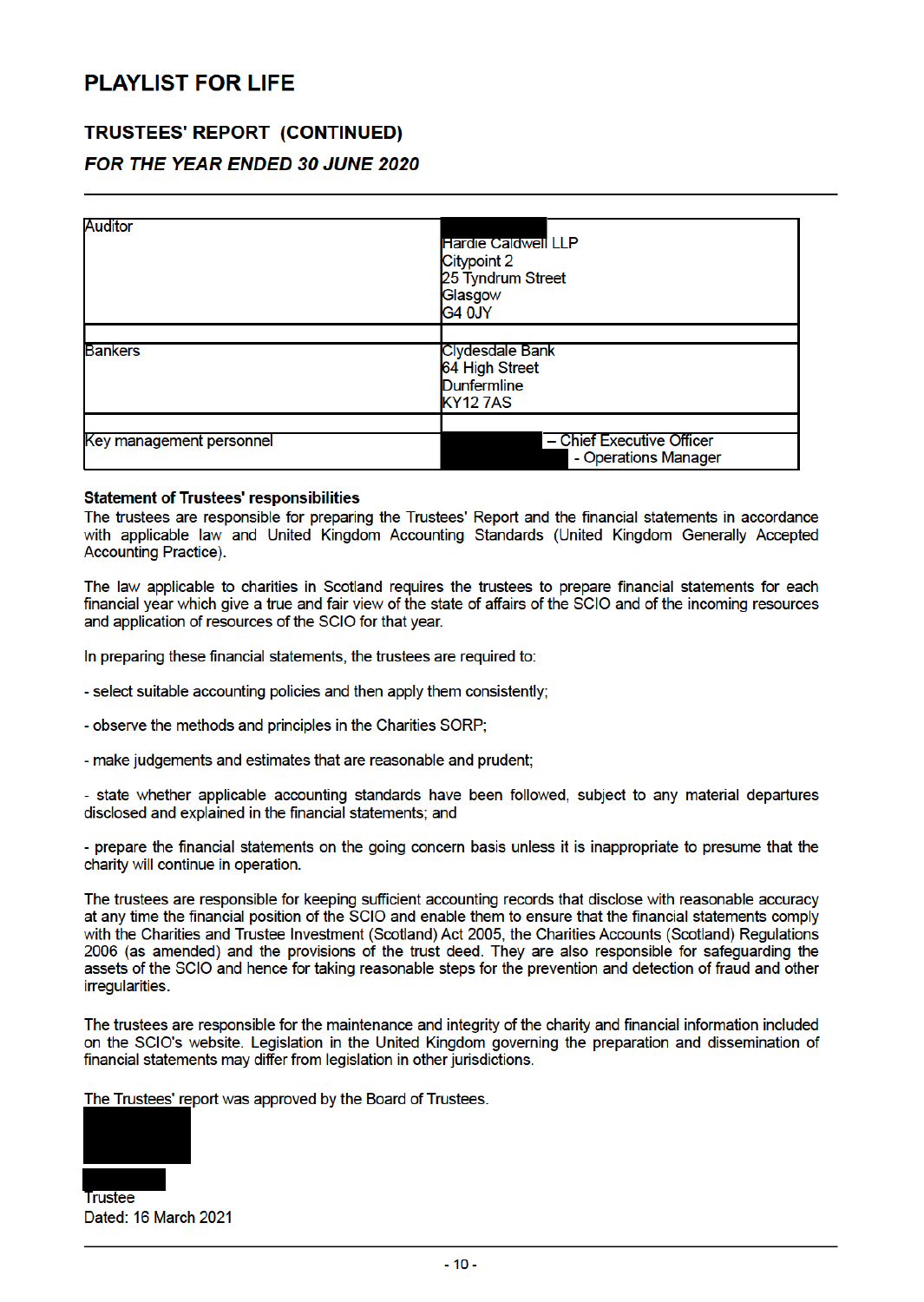# PLAYLIST FOR LIFE

## TRUSTEES' REPORT (CONTINUED)

### *FOR THE YEAR ENDED 30 JUNE 2020*

| | |
|---|---|
| Auditor | Hardie Caldwell LLP<br>Citypoint 2<br>25 Tyndrum Street<br>Glasgow<br>G4 0JY |
| | |
| Bankers | Clydesdale Bank<br>64 High Street<br>Dunfermline<br>KY12 7AS |
| | |
| Key management personnel | – Chief Executive Officer<br>- Operations Manager |

**Statement of Trustees' responsibilities**

The trustees are responsible for preparing the Trustees' Report and the financial statements in accordance with applicable law and United Kingdom Accounting Standards (United Kingdom Generally Accepted Accounting Practice).

The law applicable to charities in Scotland requires the trustees to prepare financial statements for each financial year which give a true and fair view of the state of affairs of the SCIO and of the incoming resources and application of resources of the SCIO for that year.

In preparing these financial statements, the trustees are required to:

- select suitable accounting policies and then apply them consistently;

- observe the methods and principles in the Charities SORP;

- make judgements and estimates that are reasonable and prudent;

- state whether applicable accounting standards have been followed, subject to any material departures disclosed and explained in the financial statements; and

- prepare the financial statements on the going concern basis unless it is inappropriate to presume that the charity will continue in operation.

The trustees are responsible for keeping sufficient accounting records that disclose with reasonable accuracy at any time the financial position of the SCIO and enable them to ensure that the financial statements comply with the Charities and Trustee Investment (Scotland) Act 2005, the Charities Accounts (Scotland) Regulations 2006 (as amended) and the provisions of the trust deed. They are also responsible for safeguarding the assets of the SCIO and hence for taking reasonable steps for the prevention and detection of fraud and other irregularities.

The trustees are responsible for the maintenance and integrity of the charity and financial information included on the SCIO's website. Legislation in the United Kingdom governing the preparation and dissemination of financial statements may differ from legislation in other jurisdictions.

The Trustees' report was approved by the Board of Trustees.

Trustee

Dated: 16 March 2021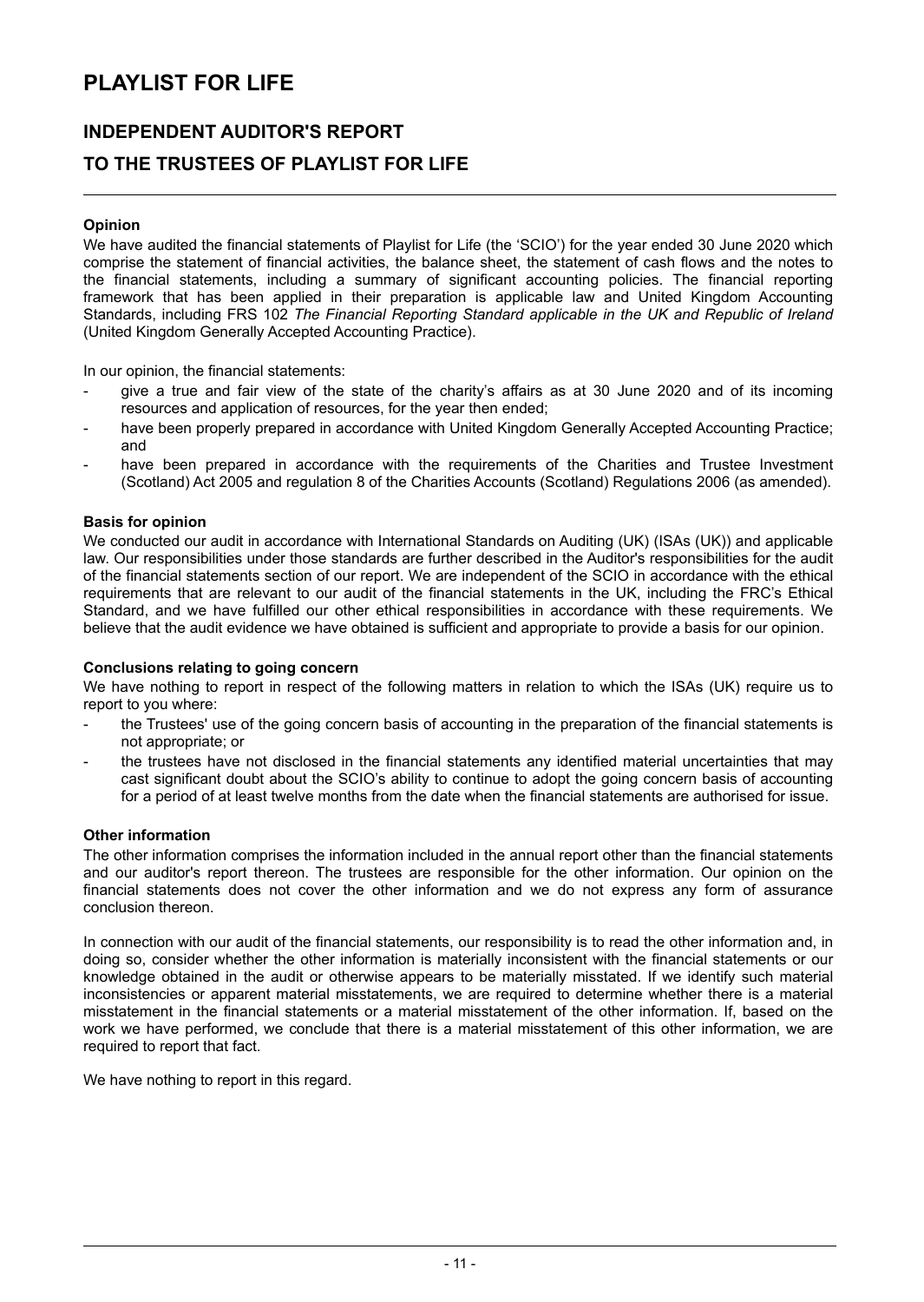# PLAYLIST FOR LIFE

## INDEPENDENT AUDITOR'S REPORT

## TO THE TRUSTEES OF PLAYLIST FOR LIFE

### Opinion

We have audited the financial statements of Playlist for Life (the 'SCIO') for the year ended 30 June 2020 which comprise the statement of financial activities, the balance sheet, the statement of cash flows and the notes to the financial statements, including a summary of significant accounting policies. The financial reporting framework that has been applied in their preparation is applicable law and United Kingdom Accounting Standards, including FRS 102 *The Financial Reporting Standard applicable in the UK and Republic of Ireland* (United Kingdom Generally Accepted Accounting Practice).

In our opinion, the financial statements:

- give a true and fair view of the state of the charity's affairs as at 30 June 2020 and of its incoming resources and application of resources, for the year then ended;
- have been properly prepared in accordance with United Kingdom Generally Accepted Accounting Practice; and
- have been prepared in accordance with the requirements of the Charities and Trustee Investment (Scotland) Act 2005 and regulation 8 of the Charities Accounts (Scotland) Regulations 2006 (as amended).

### Basis for opinion

We conducted our audit in accordance with International Standards on Auditing (UK) (ISAs (UK)) and applicable law. Our responsibilities under those standards are further described in the Auditor's responsibilities for the audit of the financial statements section of our report. We are independent of the SCIO in accordance with the ethical requirements that are relevant to our audit of the financial statements in the UK, including the FRC's Ethical Standard, and we have fulfilled our other ethical responsibilities in accordance with these requirements. We believe that the audit evidence we have obtained is sufficient and appropriate to provide a basis for our opinion.

### Conclusions relating to going concern

We have nothing to report in respect of the following matters in relation to which the ISAs (UK) require us to report to you where:

- the Trustees' use of the going concern basis of accounting in the preparation of the financial statements is not appropriate; or
- the trustees have not disclosed in the financial statements any identified material uncertainties that may cast significant doubt about the SCIO's ability to continue to adopt the going concern basis of accounting for a period of at least twelve months from the date when the financial statements are authorised for issue.

### Other information

The other information comprises the information included in the annual report other than the financial statements and our auditor's report thereon. The trustees are responsible for the other information. Our opinion on the financial statements does not cover the other information and we do not express any form of assurance conclusion thereon.

In connection with our audit of the financial statements, our responsibility is to read the other information and, in doing so, consider whether the other information is materially inconsistent with the financial statements or our knowledge obtained in the audit or otherwise appears to be materially misstated. If we identify such material inconsistencies or apparent material misstatements, we are required to determine whether there is a material misstatement in the financial statements or a material misstatement of the other information. If, based on the work we have performed, we conclude that there is a material misstatement of this other information, we are required to report that fact.

We have nothing to report in this regard.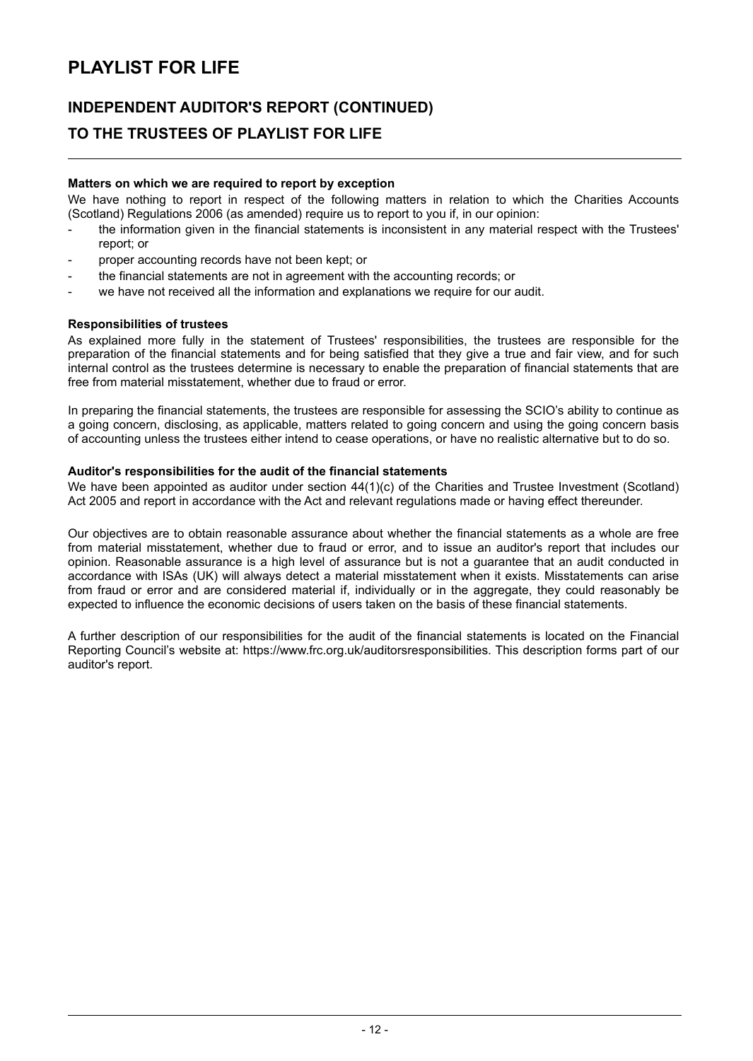# PLAYLIST FOR LIFE

## INDEPENDENT AUDITOR'S REPORT (CONTINUED)

## TO THE TRUSTEES OF PLAYLIST FOR LIFE

**Matters on which we are required to report by exception**

We have nothing to report in respect of the following matters in relation to which the Charities Accounts (Scotland) Regulations 2006 (as amended) require us to report to you if, in our opinion:

- the information given in the financial statements is inconsistent in any material respect with the Trustees' report; or
- proper accounting records have not been kept; or
- the financial statements are not in agreement with the accounting records; or
- we have not received all the information and explanations we require for our audit.

**Responsibilities of trustees**

As explained more fully in the statement of Trustees' responsibilities, the trustees are responsible for the preparation of the financial statements and for being satisfied that they give a true and fair view, and for such internal control as the trustees determine is necessary to enable the preparation of financial statements that are free from material misstatement, whether due to fraud or error.

In preparing the financial statements, the trustees are responsible for assessing the SCIO's ability to continue as a going concern, disclosing, as applicable, matters related to going concern and using the going concern basis of accounting unless the trustees either intend to cease operations, or have no realistic alternative but to do so.

**Auditor's responsibilities for the audit of the financial statements**

We have been appointed as auditor under section 44(1)(c) of the Charities and Trustee Investment (Scotland) Act 2005 and report in accordance with the Act and relevant regulations made or having effect thereunder.

Our objectives are to obtain reasonable assurance about whether the financial statements as a whole are free from material misstatement, whether due to fraud or error, and to issue an auditor's report that includes our opinion. Reasonable assurance is a high level of assurance but is not a guarantee that an audit conducted in accordance with ISAs (UK) will always detect a material misstatement when it exists. Misstatements can arise from fraud or error and are considered material if, individually or in the aggregate, they could reasonably be expected to influence the economic decisions of users taken on the basis of these financial statements.

A further description of our responsibilities for the audit of the financial statements is located on the Financial Reporting Council's website at: https://www.frc.org.uk/auditorsresponsibilities. This description forms part of our auditor's report.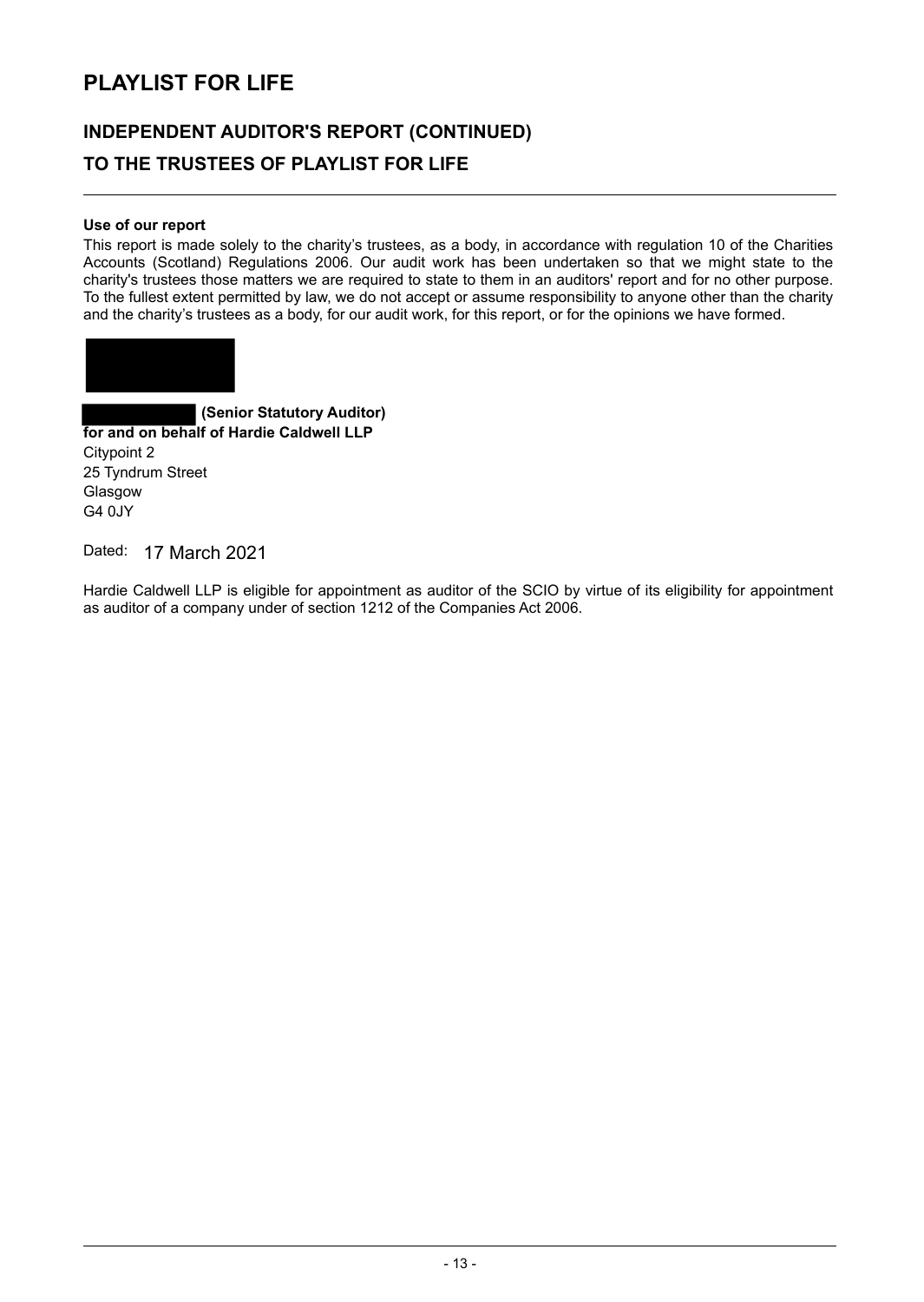# PLAYLIST FOR LIFE

## INDEPENDENT AUDITOR'S REPORT (CONTINUED)

## TO THE TRUSTEES OF PLAYLIST FOR LIFE

**Use of our report**

This report is made solely to the charity's trustees, as a body, in accordance with regulation 10 of the Charities Accounts (Scotland) Regulations 2006. Our audit work has been undertaken so that we might state to the charity's trustees those matters we are required to state to them in an auditors' report and for no other purpose. To the fullest extent permitted by law, we do not accept or assume responsibility to anyone other than the charity and the charity's trustees as a body, for our audit work, for this report, or for the opinions we have formed.

**(Senior Statutory Auditor)**
**for and on behalf of Hardie Caldwell LLP**
Citypoint 2
25 Tyndrum Street
Glasgow
G4 0JY

Dated: 17 March 2021

Hardie Caldwell LLP is eligible for appointment as auditor of the SCIO by virtue of its eligibility for appointment as auditor of a company under of section 1212 of the Companies Act 2006.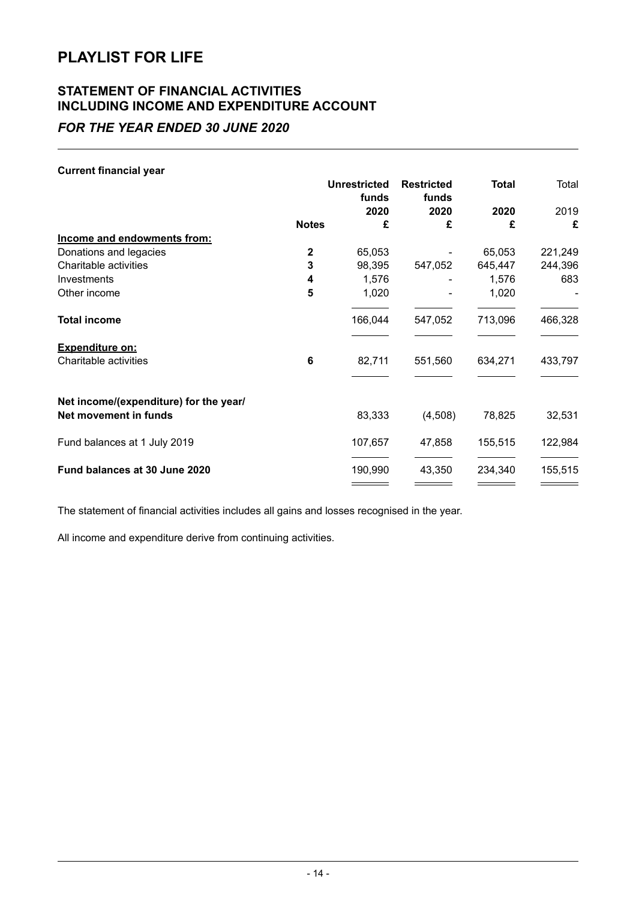# PLAYLIST FOR LIFE

## STATEMENT OF FINANCIAL ACTIVITIES INCLUDING INCOME AND EXPENDITURE ACCOUNT

### *FOR THE YEAR ENDED 30 JUNE 2020*

**Current financial year**

| | Notes | Unrestricted funds 2020 £ | Restricted funds 2020 £ | Total 2020 £ | Total 2019 £ |
|---|---|---|---|---|---|
| **Income and endowments from:** | | | | | |
| Donations and legacies | **2** | 65,053 | - | 65,053 | 221,249 |
| Charitable activities | **3** | 98,395 | 547,052 | 645,447 | 244,396 |
| Investments | **4** | 1,576 | - | 1,576 | 683 |
| Other income | **5** | 1,020 | - | 1,020 | - |
| **Total income** | | 166,044 | 547,052 | 713,096 | 466,328 |
| **Expenditure on:** | | | | | |
| Charitable activities | **6** | 82,711 | 551,560 | 634,271 | 433,797 |
| **Net income/(expenditure) for the year/ Net movement in funds** | | 83,333 | (4,508) | 78,825 | 32,531 |
| Fund balances at 1 July 2019 | | 107,657 | 47,858 | 155,515 | 122,984 |
| **Fund balances at 30 June 2020** | | 190,990 | 43,350 | 234,340 | 155,515 |

The statement of financial activities includes all gains and losses recognised in the year.

All income and expenditure derive from continuing activities.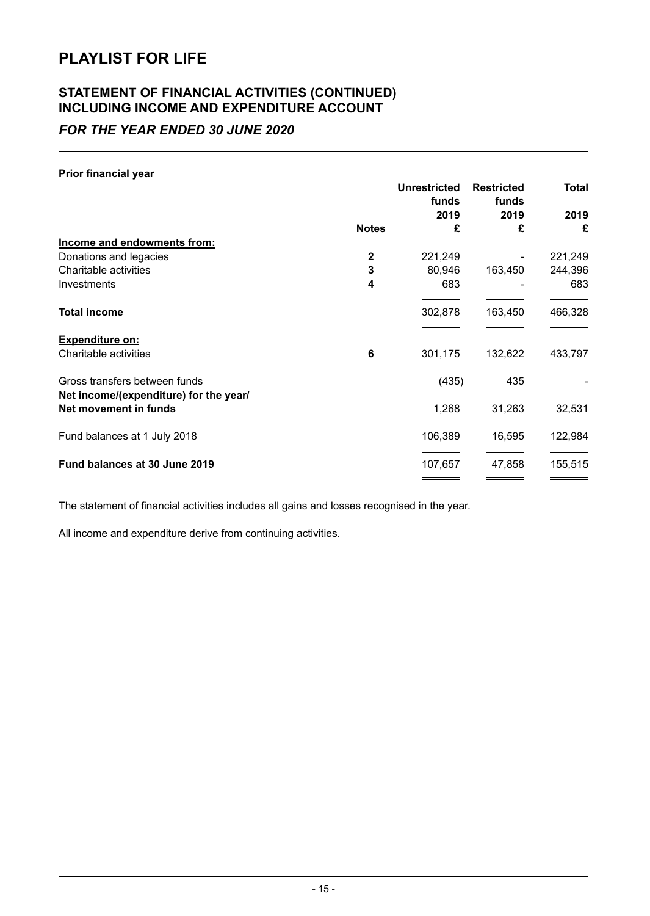# PLAYLIST FOR LIFE

## STATEMENT OF FINANCIAL ACTIVITIES (CONTINUED) INCLUDING INCOME AND EXPENDITURE ACCOUNT

### *FOR THE YEAR ENDED 30 JUNE 2020*

**Prior financial year**

| | Notes | Unrestricted funds 2019 £ | Restricted funds 2019 £ | Total 2019 £ |
|---|---|---|---|---|
| **Income and endowments from:** | | | | |
| Donations and legacies | 2 | 221,249 | - | 221,249 |
| Charitable activities | 3 | 80,946 | 163,450 | 244,396 |
| Investments | 4 | 683 | - | 683 |
| **Total income** | | 302,878 | 163,450 | 466,328 |
| **Expenditure on:** | | | | |
| Charitable activities | 6 | 301,175 | 132,622 | 433,797 |
| Gross transfers between funds | | (435) | 435 | - |
| **Net income/(expenditure) for the year/ Net movement in funds** | | 1,268 | 31,263 | 32,531 |
| Fund balances at 1 July 2018 | | 106,389 | 16,595 | 122,984 |
| **Fund balances at 30 June 2019** | | 107,657 | 47,858 | 155,515 |

The statement of financial activities includes all gains and losses recognised in the year.

All income and expenditure derive from continuing activities.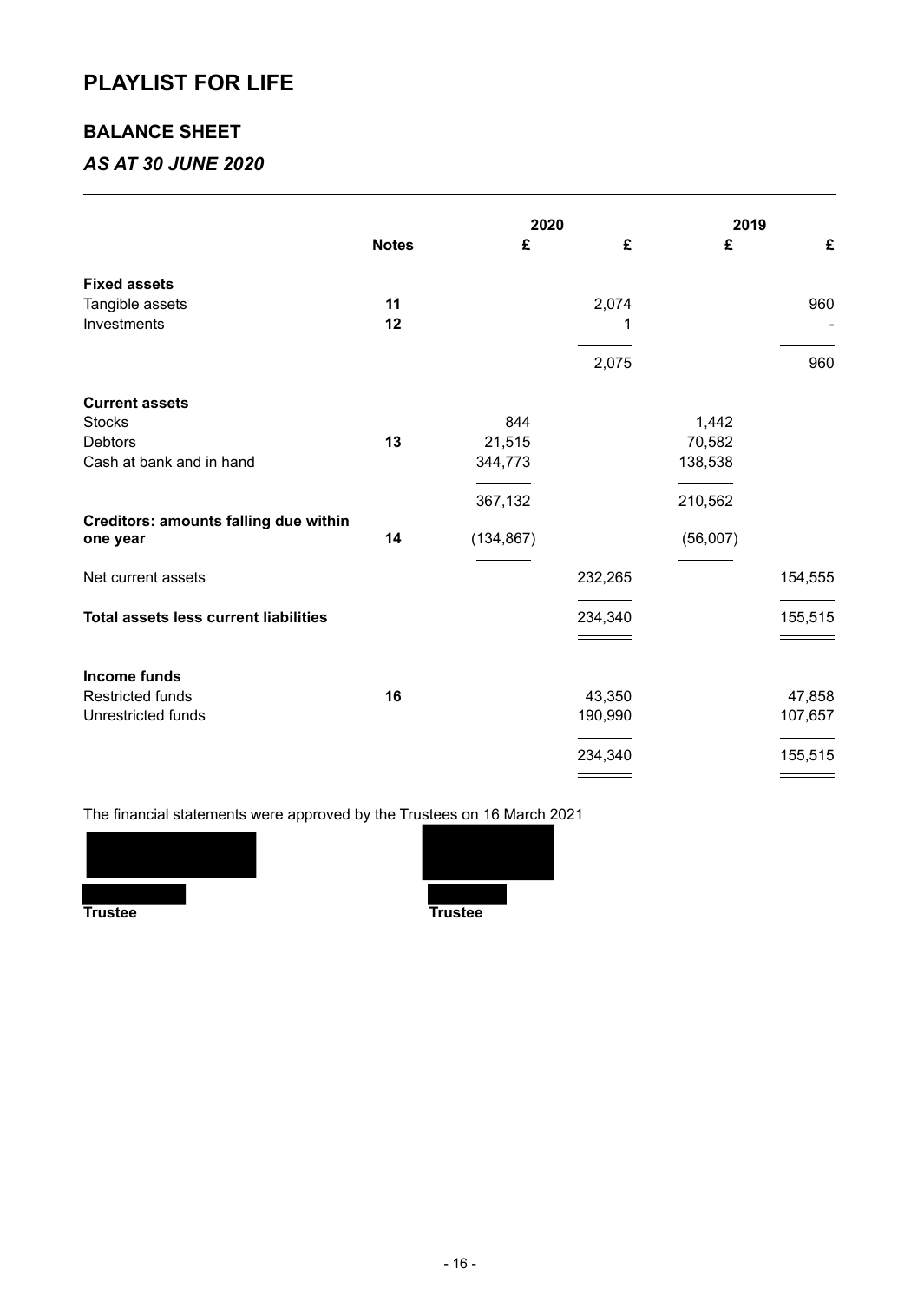# PLAYLIST FOR LIFE

## BALANCE SHEET

### *AS AT 30 JUNE 2020*

| | Notes | 2020 £ | 2020 £ | 2019 £ | 2019 £ |
|---|---|---|---|---|---|
| **Fixed assets** | | | | | |
| Tangible assets | 11 | | 2,074 | | 960 |
| Investments | 12 | | 1 | | - |
| | | | 2,075 | | 960 |
| **Current assets** | | | | | |
| Stocks | | 844 | | 1,442 | |
| Debtors | 13 | 21,515 | | 70,582 | |
| Cash at bank and in hand | | 344,773 | | 138,538 | |
| | | 367,132 | | 210,562 | |
| **Creditors: amounts falling due within one year** | 14 | (134,867) | | (56,007) | |
| Net current assets | | | 232,265 | | 154,555 |
| **Total assets less current liabilities** | | | 234,340 | | 155,515 |
| **Income funds** | | | | | |
| Restricted funds | 16 | | 43,350 | | 47,858 |
| Unrestricted funds | | | 190,990 | | 107,657 |
| | | | 234,340 | | 155,515 |

The financial statements were approved by the Trustees on 16 March 2021

**Trustee** **Trustee**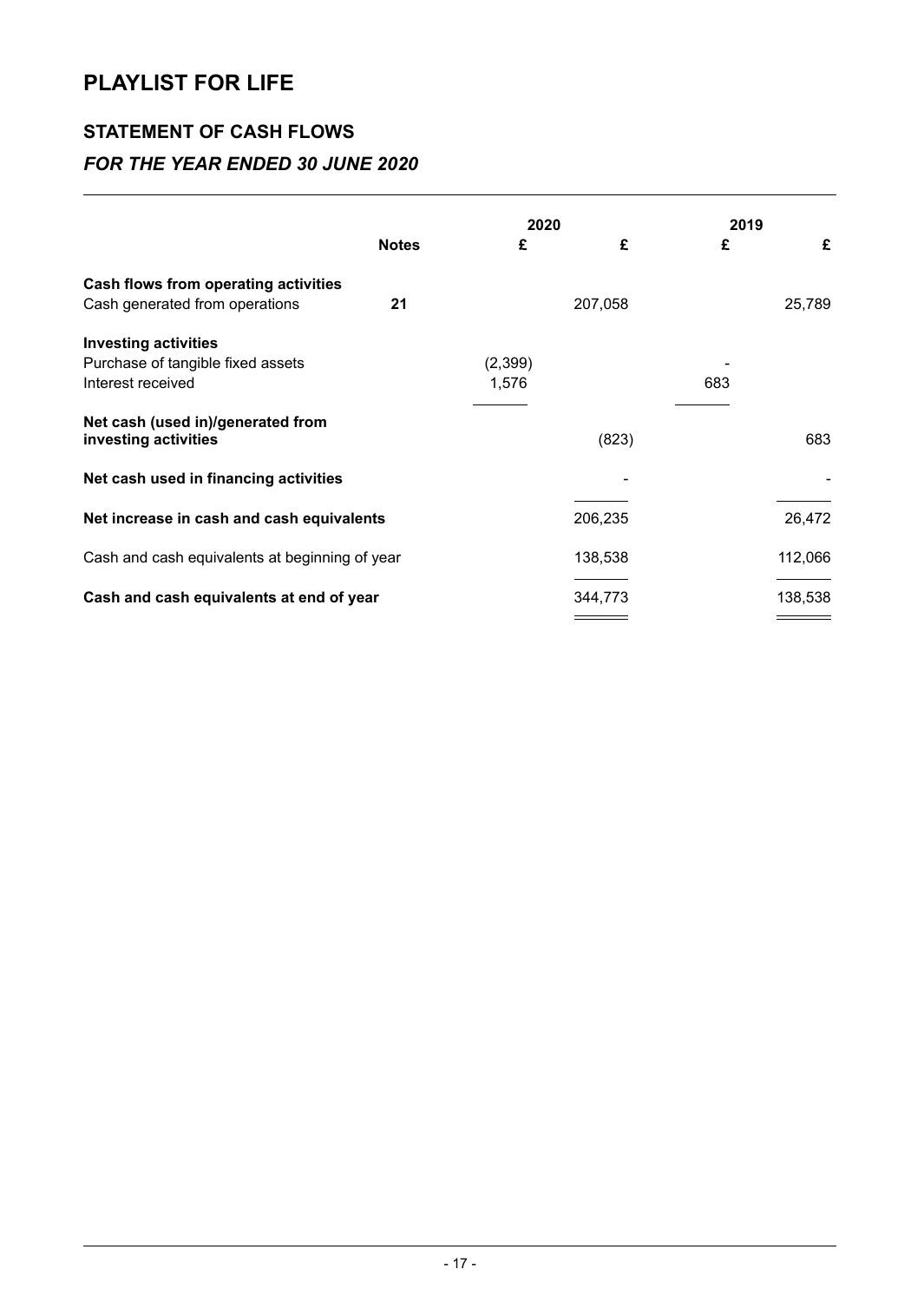# PLAYLIST FOR LIFE

## STATEMENT OF CASH FLOWS

### *FOR THE YEAR ENDED 30 JUNE 2020*

| | Notes | 2020 £ | 2020 £ | 2019 £ | 2019 £ |
|---|---|---|---|---|---|
| **Cash flows from operating activities** | | | | | |
| Cash generated from operations | **21** | | 207,058 | | 25,789 |
| **Investing activities** | | | | | |
| Purchase of tangible fixed assets | | (2,399) | | - | |
| Interest received | | 1,576 | | 683 | |
| **Net cash (used in)/generated from investing activities** | | | (823) | | 683 |
| **Net cash used in financing activities** | | | - | | - |
| **Net increase in cash and cash equivalents** | | | 206,235 | | 26,472 |
| Cash and cash equivalents at beginning of year | | | 138,538 | | 112,066 |
| **Cash and cash equivalents at end of year** | | | 344,773 | | 138,538 |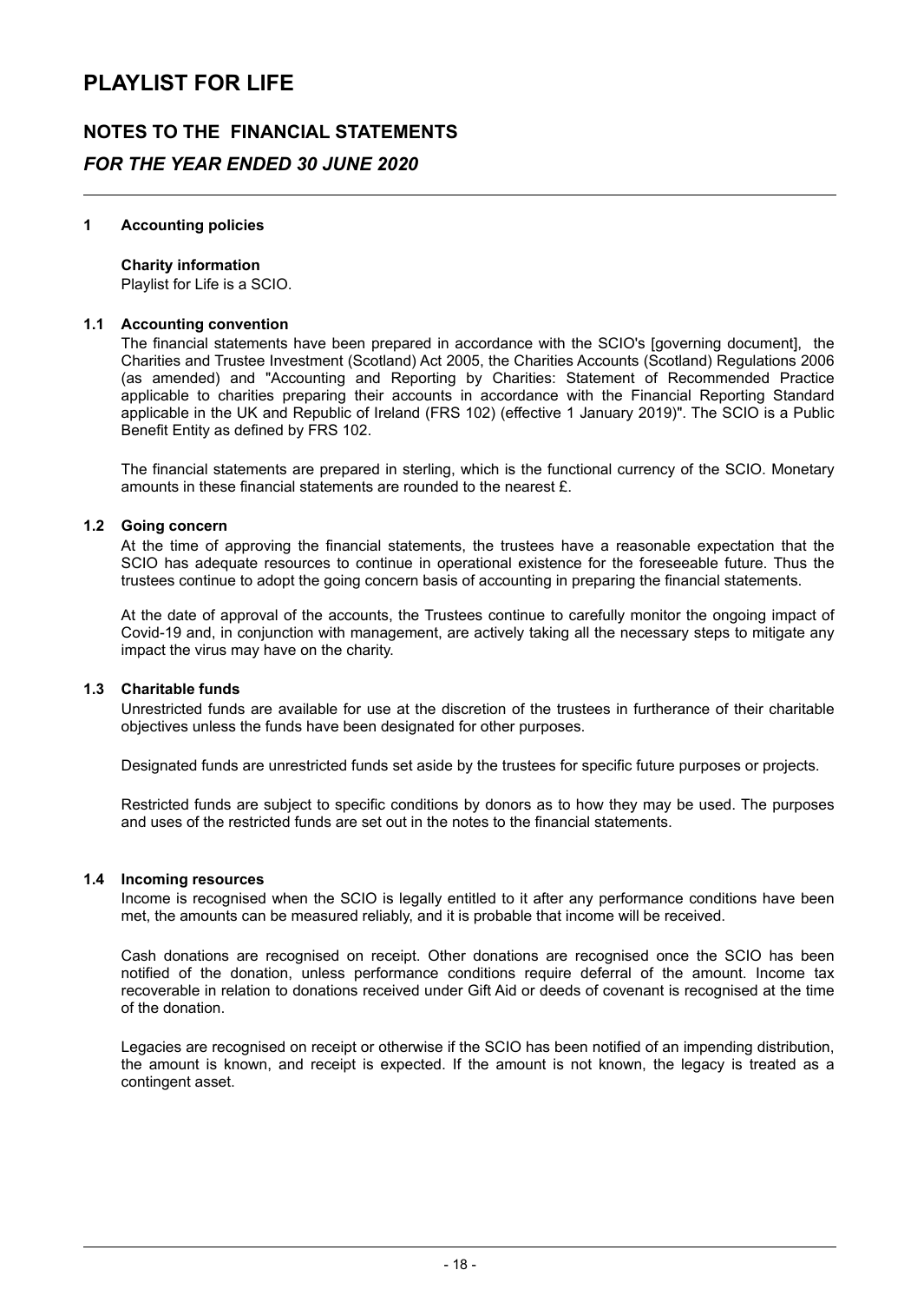# PLAYLIST FOR LIFE

## NOTES TO THE FINANCIAL STATEMENTS

### *FOR THE YEAR ENDED 30 JUNE 2020*

---

**1 Accounting policies**

**Charity information**

Playlist for Life is a SCIO.

**1.1 Accounting convention**

The financial statements have been prepared in accordance with the SCIO's [governing document], the Charities and Trustee Investment (Scotland) Act 2005, the Charities Accounts (Scotland) Regulations 2006 (as amended) and "Accounting and Reporting by Charities: Statement of Recommended Practice applicable to charities preparing their accounts in accordance with the Financial Reporting Standard applicable in the UK and Republic of Ireland (FRS 102) (effective 1 January 2019)". The SCIO is a Public Benefit Entity as defined by FRS 102.

The financial statements are prepared in sterling, which is the functional currency of the SCIO. Monetary amounts in these financial statements are rounded to the nearest £.

**1.2 Going concern**

At the time of approving the financial statements, the trustees have a reasonable expectation that the SCIO has adequate resources to continue in operational existence for the foreseeable future. Thus the trustees continue to adopt the going concern basis of accounting in preparing the financial statements.

At the date of approval of the accounts, the Trustees continue to carefully monitor the ongoing impact of Covid-19 and, in conjunction with management, are actively taking all the necessary steps to mitigate any impact the virus may have on the charity.

**1.3 Charitable funds**

Unrestricted funds are available for use at the discretion of the trustees in furtherance of their charitable objectives unless the funds have been designated for other purposes.

Designated funds are unrestricted funds set aside by the trustees for specific future purposes or projects.

Restricted funds are subject to specific conditions by donors as to how they may be used. The purposes and uses of the restricted funds are set out in the notes to the financial statements.

**1.4 Incoming resources**

Income is recognised when the SCIO is legally entitled to it after any performance conditions have been met, the amounts can be measured reliably, and it is probable that income will be received.

Cash donations are recognised on receipt. Other donations are recognised once the SCIO has been notified of the donation, unless performance conditions require deferral of the amount. Income tax recoverable in relation to donations received under Gift Aid or deeds of covenant is recognised at the time of the donation.

Legacies are recognised on receipt or otherwise if the SCIO has been notified of an impending distribution, the amount is known, and receipt is expected. If the amount is not known, the legacy is treated as a contingent asset.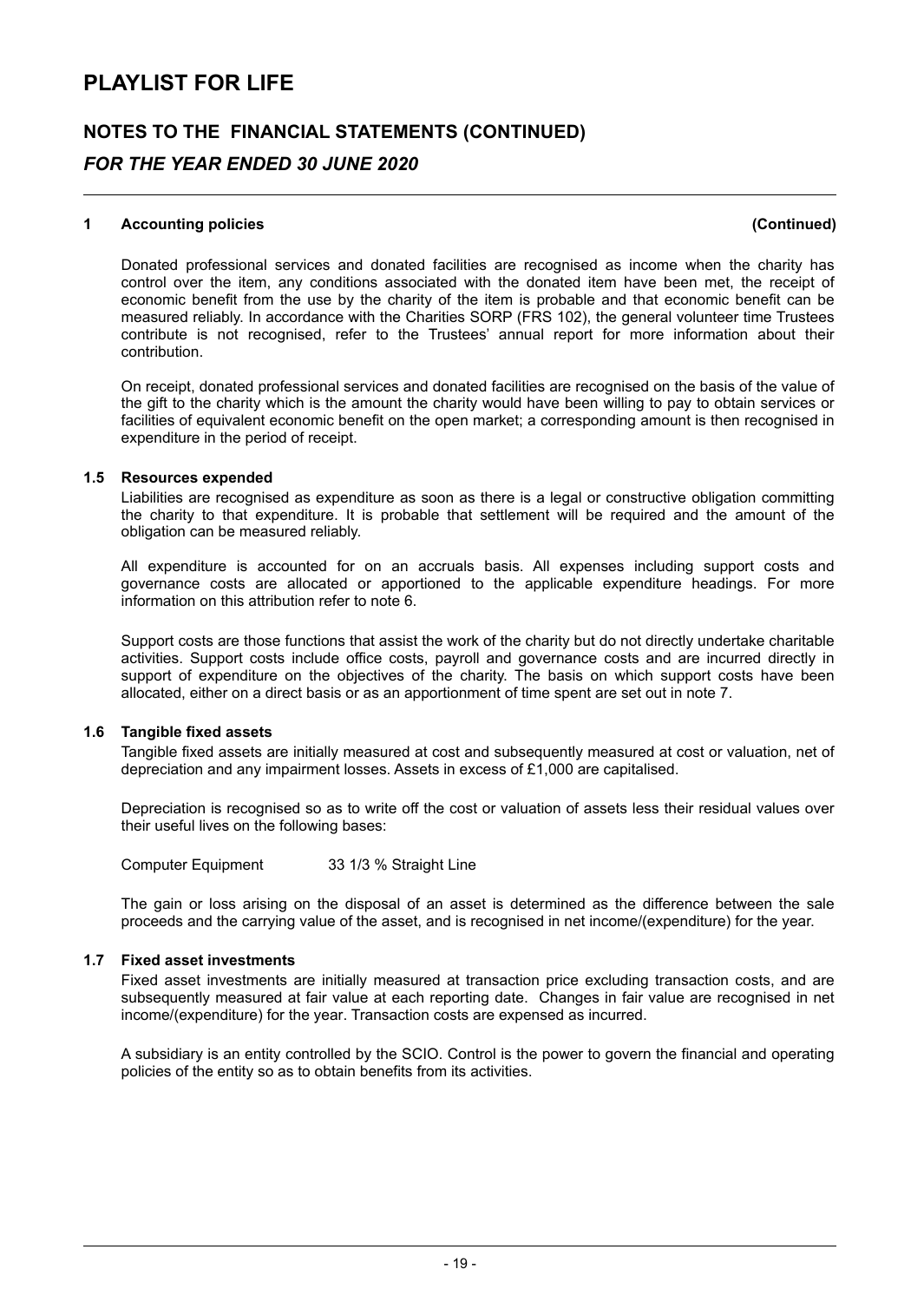# PLAYLIST FOR LIFE

## NOTES TO THE FINANCIAL STATEMENTS (CONTINUED)

### *FOR THE YEAR ENDED 30 JUNE 2020*

**1 Accounting policies (Continued)**

Donated professional services and donated facilities are recognised as income when the charity has control over the item, any conditions associated with the donated item have been met, the receipt of economic benefit from the use by the charity of the item is probable and that economic benefit can be measured reliably. In accordance with the Charities SORP (FRS 102), the general volunteer time Trustees contribute is not recognised, refer to the Trustees' annual report for more information about their contribution.

On receipt, donated professional services and donated facilities are recognised on the basis of the value of the gift to the charity which is the amount the charity would have been willing to pay to obtain services or facilities of equivalent economic benefit on the open market; a corresponding amount is then recognised in expenditure in the period of receipt.

**1.5 Resources expended**

Liabilities are recognised as expenditure as soon as there is a legal or constructive obligation committing the charity to that expenditure. It is probable that settlement will be required and the amount of the obligation can be measured reliably.

All expenditure is accounted for on an accruals basis. All expenses including support costs and governance costs are allocated or apportioned to the applicable expenditure headings. For more information on this attribution refer to note 6.

Support costs are those functions that assist the work of the charity but do not directly undertake charitable activities. Support costs include office costs, payroll and governance costs and are incurred directly in support of expenditure on the objectives of the charity. The basis on which support costs have been allocated, either on a direct basis or as an apportionment of time spent are set out in note 7.

**1.6 Tangible fixed assets**

Tangible fixed assets are initially measured at cost and subsequently measured at cost or valuation, net of depreciation and any impairment losses. Assets in excess of £1,000 are capitalised.

Depreciation is recognised so as to write off the cost or valuation of assets less their residual values over their useful lives on the following bases:

| Computer Equipment | 33 1/3 % Straight Line |
|---|---|

The gain or loss arising on the disposal of an asset is determined as the difference between the sale proceeds and the carrying value of the asset, and is recognised in net income/(expenditure) for the year.

**1.7 Fixed asset investments**

Fixed asset investments are initially measured at transaction price excluding transaction costs, and are subsequently measured at fair value at each reporting date. Changes in fair value are recognised in net income/(expenditure) for the year. Transaction costs are expensed as incurred.

A subsidiary is an entity controlled by the SCIO. Control is the power to govern the financial and operating policies of the entity so as to obtain benefits from its activities.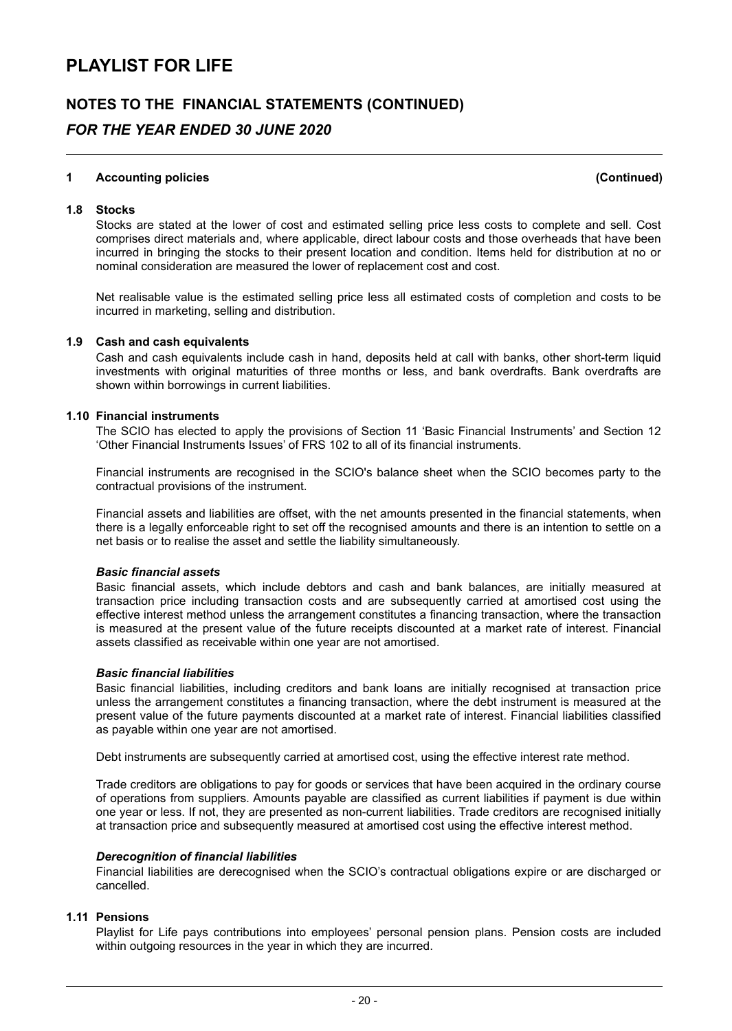# PLAYLIST FOR LIFE

## NOTES TO THE FINANCIAL STATEMENTS (CONTINUED)

### *FOR THE YEAR ENDED 30 JUNE 2020*

---

**1 Accounting policies (Continued)**

**1.8 Stocks**

Stocks are stated at the lower of cost and estimated selling price less costs to complete and sell. Cost comprises direct materials and, where applicable, direct labour costs and those overheads that have been incurred in bringing the stocks to their present location and condition. Items held for distribution at no or nominal consideration are measured the lower of replacement cost and cost.

Net realisable value is the estimated selling price less all estimated costs of completion and costs to be incurred in marketing, selling and distribution.

**1.9 Cash and cash equivalents**

Cash and cash equivalents include cash in hand, deposits held at call with banks, other short-term liquid investments with original maturities of three months or less, and bank overdrafts. Bank overdrafts are shown within borrowings in current liabilities.

**1.10 Financial instruments**

The SCIO has elected to apply the provisions of Section 11 'Basic Financial Instruments' and Section 12 'Other Financial Instruments Issues' of FRS 102 to all of its financial instruments.

Financial instruments are recognised in the SCIO's balance sheet when the SCIO becomes party to the contractual provisions of the instrument.

Financial assets and liabilities are offset, with the net amounts presented in the financial statements, when there is a legally enforceable right to set off the recognised amounts and there is an intention to settle on a net basis or to realise the asset and settle the liability simultaneously.

***Basic financial assets***

Basic financial assets, which include debtors and cash and bank balances, are initially measured at transaction price including transaction costs and are subsequently carried at amortised cost using the effective interest method unless the arrangement constitutes a financing transaction, where the transaction is measured at the present value of the future receipts discounted at a market rate of interest. Financial assets classified as receivable within one year are not amortised.

***Basic financial liabilities***

Basic financial liabilities, including creditors and bank loans are initially recognised at transaction price unless the arrangement constitutes a financing transaction, where the debt instrument is measured at the present value of the future payments discounted at a market rate of interest. Financial liabilities classified as payable within one year are not amortised.

Debt instruments are subsequently carried at amortised cost, using the effective interest rate method.

Trade creditors are obligations to pay for goods or services that have been acquired in the ordinary course of operations from suppliers. Amounts payable are classified as current liabilities if payment is due within one year or less. If not, they are presented as non-current liabilities. Trade creditors are recognised initially at transaction price and subsequently measured at amortised cost using the effective interest method.

***Derecognition of financial liabilities***

Financial liabilities are derecognised when the SCIO's contractual obligations expire or are discharged or cancelled.

**1.11 Pensions**

Playlist for Life pays contributions into employees' personal pension plans. Pension costs are included within outgoing resources in the year in which they are incurred.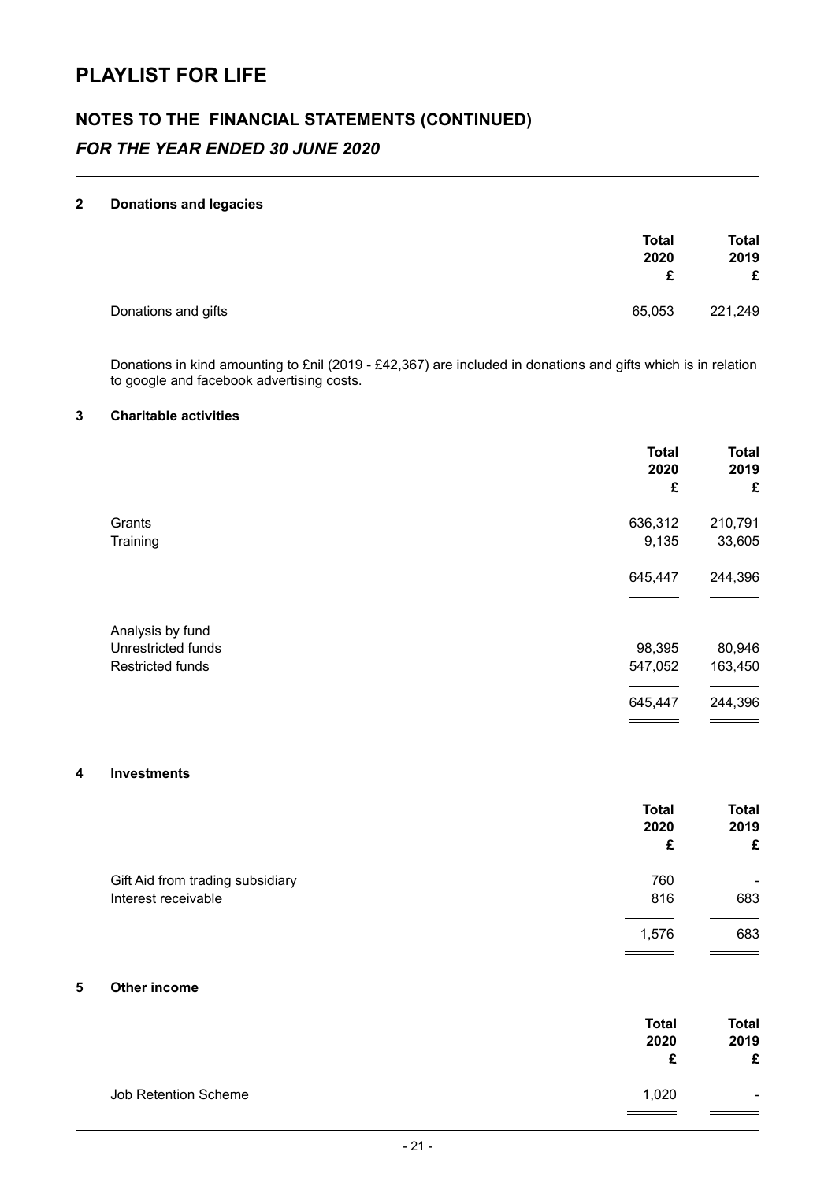# PLAYLIST FOR LIFE

## NOTES TO THE FINANCIAL STATEMENTS (CONTINUED)

*FOR THE YEAR ENDED 30 JUNE 2020*

### 2 Donations and legacies

| | Total 2020 £ | Total 2019 £ |
|---|---|---|
| Donations and gifts | 65,053 | 221,249 |

Donations in kind amounting to £nil (2019 - £42,367) are included in donations and gifts which is in relation to google and facebook advertising costs.

### 3 Charitable activities

| | Total 2020 £ | Total 2019 £ |
|---|---|---|
| Grants | 636,312 | 210,791 |
| Training | 9,135 | 33,605 |
| | 645,447 | 244,396 |
| Analysis by fund | | |
| Unrestricted funds | 98,395 | 80,946 |
| Restricted funds | 547,052 | 163,450 |
| | 645,447 | 244,396 |

### 4 Investments

| | Total 2020 £ | Total 2019 £ |
|---|---|---|
| Gift Aid from trading subsidiary | 760 | - |
| Interest receivable | 816 | 683 |
| | 1,576 | 683 |

### 5 Other income

| | Total 2020 £ | Total 2019 £ |
|---|---|---|
| Job Retention Scheme | 1,020 | - |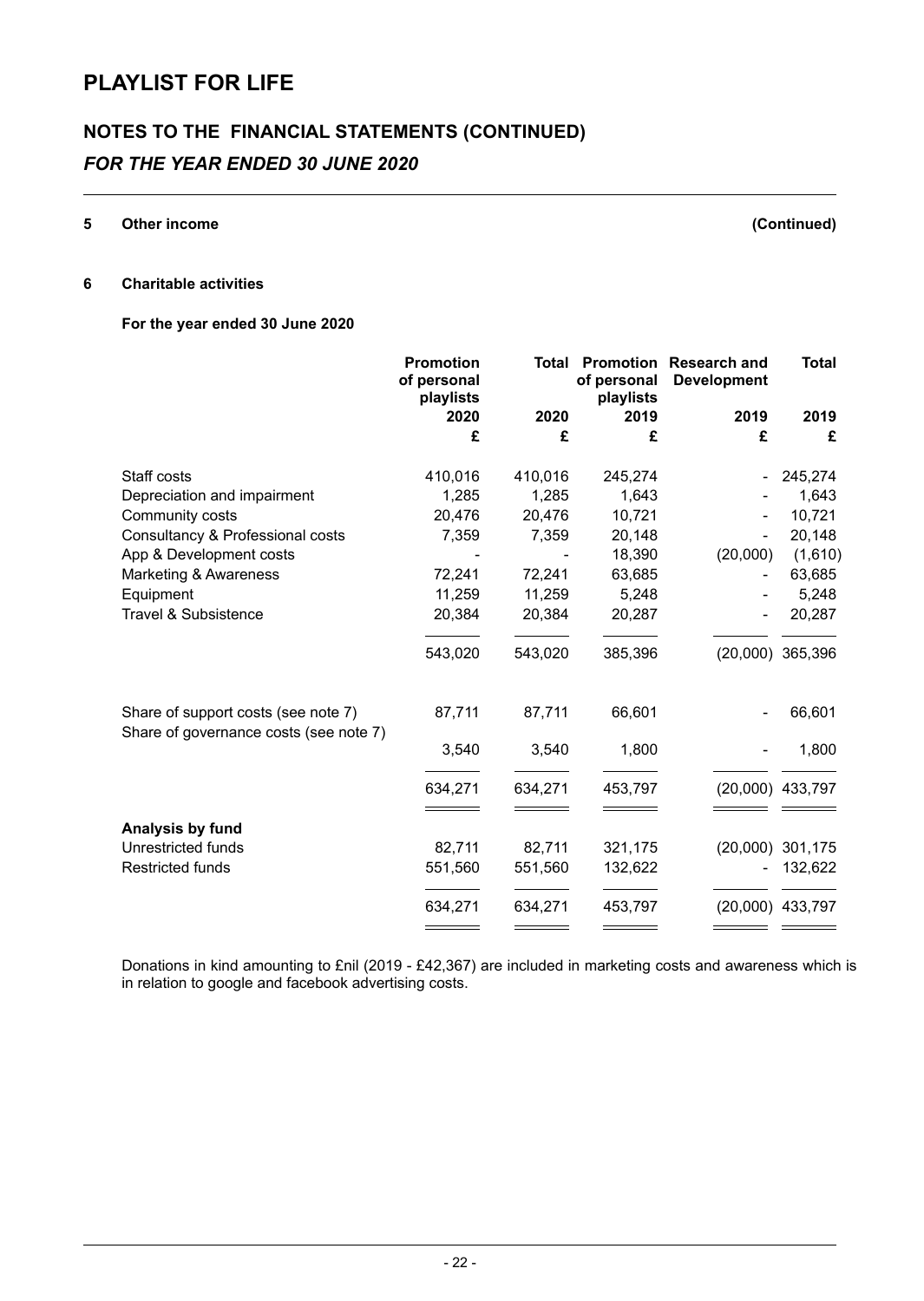# PLAYLIST FOR LIFE

## NOTES TO THE FINANCIAL STATEMENTS (CONTINUED)

### *FOR THE YEAR ENDED 30 JUNE 2020*

**5 Other income** **(Continued)**

**6 Charitable activities**

**For the year ended 30 June 2020**

| | Promotion of personal playlists | Total | Promotion of personal playlists | Research and Development | Total |
|---|---|---|---|---|---|
| | 2020 | 2020 | 2019 | 2019 | 2019 |
| | £ | £ | £ | £ | £ |
| Staff costs | 410,016 | 410,016 | 245,274 | - | 245,274 |
| Depreciation and impairment | 1,285 | 1,285 | 1,643 | - | 1,643 |
| Community costs | 20,476 | 20,476 | 10,721 | - | 10,721 |
| Consultancy & Professional costs | 7,359 | 7,359 | 20,148 | - | 20,148 |
| App & Development costs | - | - | 18,390 | (20,000) | (1,610) |
| Marketing & Awareness | 72,241 | 72,241 | 63,685 | - | 63,685 |
| Equipment | 11,259 | 11,259 | 5,248 | - | 5,248 |
| Travel & Subsistence | 20,384 | 20,384 | 20,287 | - | 20,287 |
| | 543,020 | 543,020 | 385,396 | (20,000) | 365,396 |
| Share of support costs (see note 7) | 87,711 | 87,711 | 66,601 | - | 66,601 |
| Share of governance costs (see note 7) | 3,540 | 3,540 | 1,800 | - | 1,800 |
| | 634,271 | 634,271 | 453,797 | (20,000) | 433,797 |
| **Analysis by fund** | | | | | |
| Unrestricted funds | 82,711 | 82,711 | 321,175 | (20,000) | 301,175 |
| Restricted funds | 551,560 | 551,560 | 132,622 | - | 132,622 |
| | 634,271 | 634,271 | 453,797 | (20,000) | 433,797 |

Donations in kind amounting to £nil (2019 - £42,367) are included in marketing costs and awareness which is in relation to google and facebook advertising costs.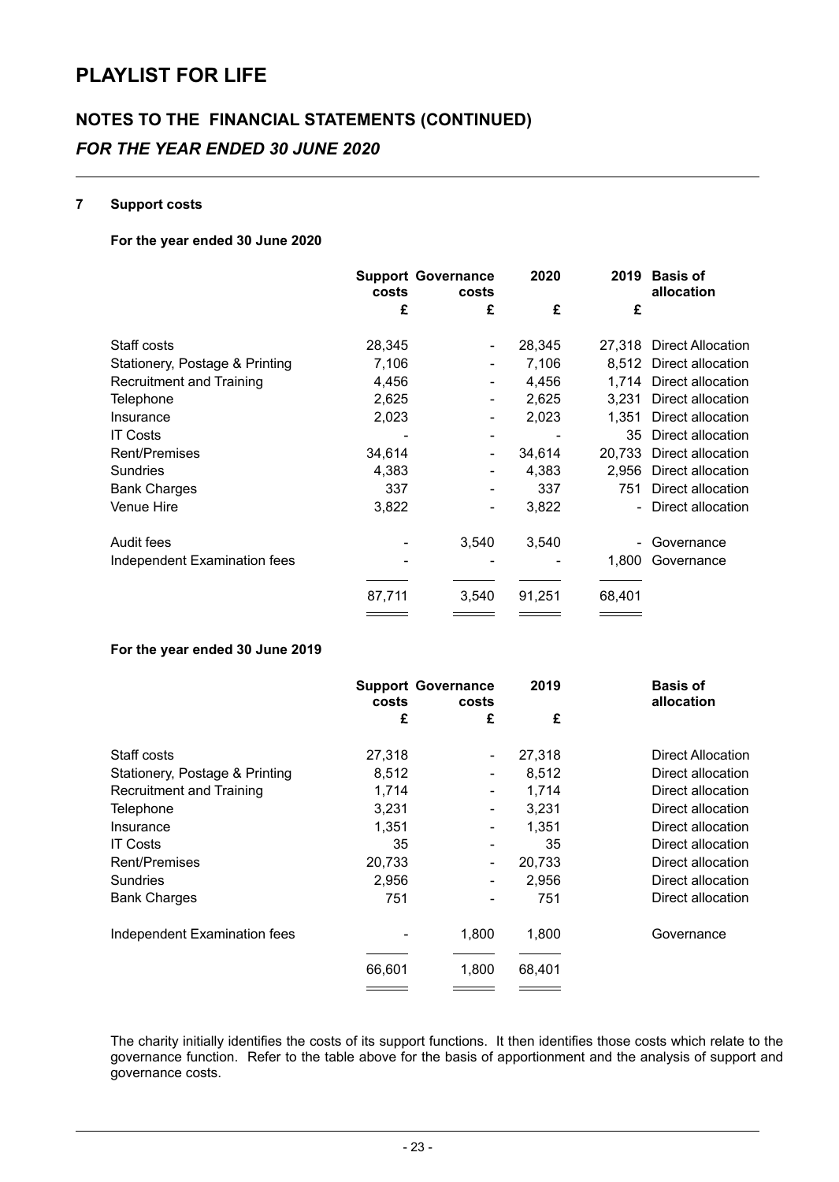# PLAYLIST FOR LIFE

## NOTES TO THE FINANCIAL STATEMENTS (CONTINUED)

### *FOR THE YEAR ENDED 30 JUNE 2020*

**7 Support costs**

**For the year ended 30 June 2020**

| | Support costs | Governance costs | 2020 | 2019 | Basis of allocation |
|---|---|---|---|---|---|
| | £ | £ | £ | £ | |
| Staff costs | 28,345 | - | 28,345 | 27,318 | Direct Allocation |
| Stationery, Postage & Printing | 7,106 | - | 7,106 | 8,512 | Direct allocation |
| Recruitment and Training | 4,456 | - | 4,456 | 1,714 | Direct allocation |
| Telephone | 2,625 | - | 2,625 | 3,231 | Direct allocation |
| Insurance | 2,023 | - | 2,023 | 1,351 | Direct allocation |
| IT Costs | - | - | - | 35 | Direct allocation |
| Rent/Premises | 34,614 | - | 34,614 | 20,733 | Direct allocation |
| Sundries | 4,383 | - | 4,383 | 2,956 | Direct allocation |
| Bank Charges | 337 | - | 337 | 751 | Direct allocation |
| Venue Hire | 3,822 | - | 3,822 | - | Direct allocation |
| Audit fees | - | 3,540 | 3,540 | - | Governance |
| Independent Examination fees | - | - | - | 1,800 | Governance |
| | 87,711 | 3,540 | 91,251 | 68,401 | |

**For the year ended 30 June 2019**

| | Support costs | Governance costs | 2019 | Basis of allocation |
|---|---|---|---|---|
| | £ | £ | £ | |
| Staff costs | 27,318 | - | 27,318 | Direct Allocation |
| Stationery, Postage & Printing | 8,512 | - | 8,512 | Direct allocation |
| Recruitment and Training | 1,714 | - | 1,714 | Direct allocation |
| Telephone | 3,231 | - | 3,231 | Direct allocation |
| Insurance | 1,351 | - | 1,351 | Direct allocation |
| IT Costs | 35 | - | 35 | Direct allocation |
| Rent/Premises | 20,733 | - | 20,733 | Direct allocation |
| Sundries | 2,956 | - | 2,956 | Direct allocation |
| Bank Charges | 751 | - | 751 | Direct allocation |
| Independent Examination fees | - | 1,800 | 1,800 | Governance |
| | 66,601 | 1,800 | 68,401 | |

The charity initially identifies the costs of its support functions. It then identifies those costs which relate to the governance function. Refer to the table above for the basis of apportionment and the analysis of support and governance costs.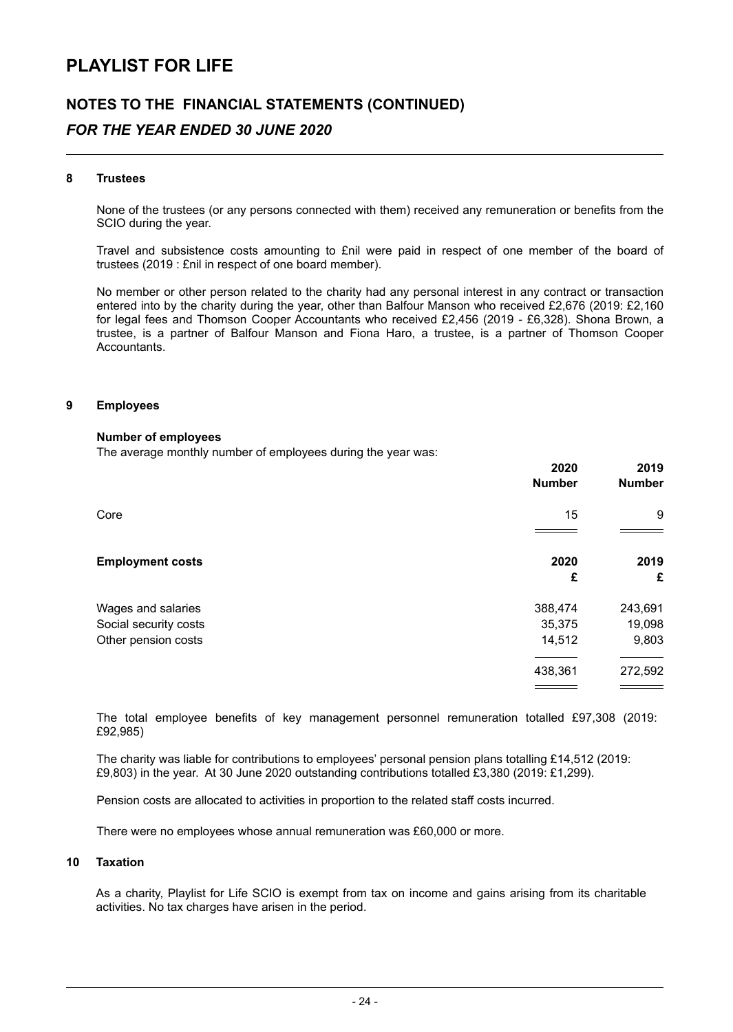# PLAYLIST FOR LIFE

## NOTES TO THE FINANCIAL STATEMENTS (CONTINUED)

### *FOR THE YEAR ENDED 30 JUNE 2020*

**8 Trustees**

None of the trustees (or any persons connected with them) received any remuneration or benefits from the SCIO during the year.

Travel and subsistence costs amounting to £nil were paid in respect of one member of the board of trustees (2019 : £nil in respect of one board member).

No member or other person related to the charity had any personal interest in any contract or transaction entered into by the charity during the year, other than Balfour Manson who received £2,676 (2019: £2,160 for legal fees and Thomson Cooper Accountants who received £2,456 (2019 - £6,328). Shona Brown, a trustee, is a partner of Balfour Manson and Fiona Haro, a trustee, is a partner of Thomson Cooper Accountants.

**9 Employees**

**Number of employees**

The average monthly number of employees during the year was:

| | 2020 Number | 2019 Number |
|---|---|---|
| Core | 15 | 9 |

| **Employment costs** | 2020 £ | 2019 £ |
|---|---|---|
| Wages and salaries | 388,474 | 243,691 |
| Social security costs | 35,375 | 19,098 |
| Other pension costs | 14,512 | 9,803 |
| | 438,361 | 272,592 |

The total employee benefits of key management personnel remuneration totalled £97,308 (2019: £92,985)

The charity was liable for contributions to employees' personal pension plans totalling £14,512 (2019: £9,803) in the year. At 30 June 2020 outstanding contributions totalled £3,380 (2019: £1,299).

Pension costs are allocated to activities in proportion to the related staff costs incurred.

There were no employees whose annual remuneration was £60,000 or more.

**10 Taxation**

As a charity, Playlist for Life SCIO is exempt from tax on income and gains arising from its charitable activities. No tax charges have arisen in the period.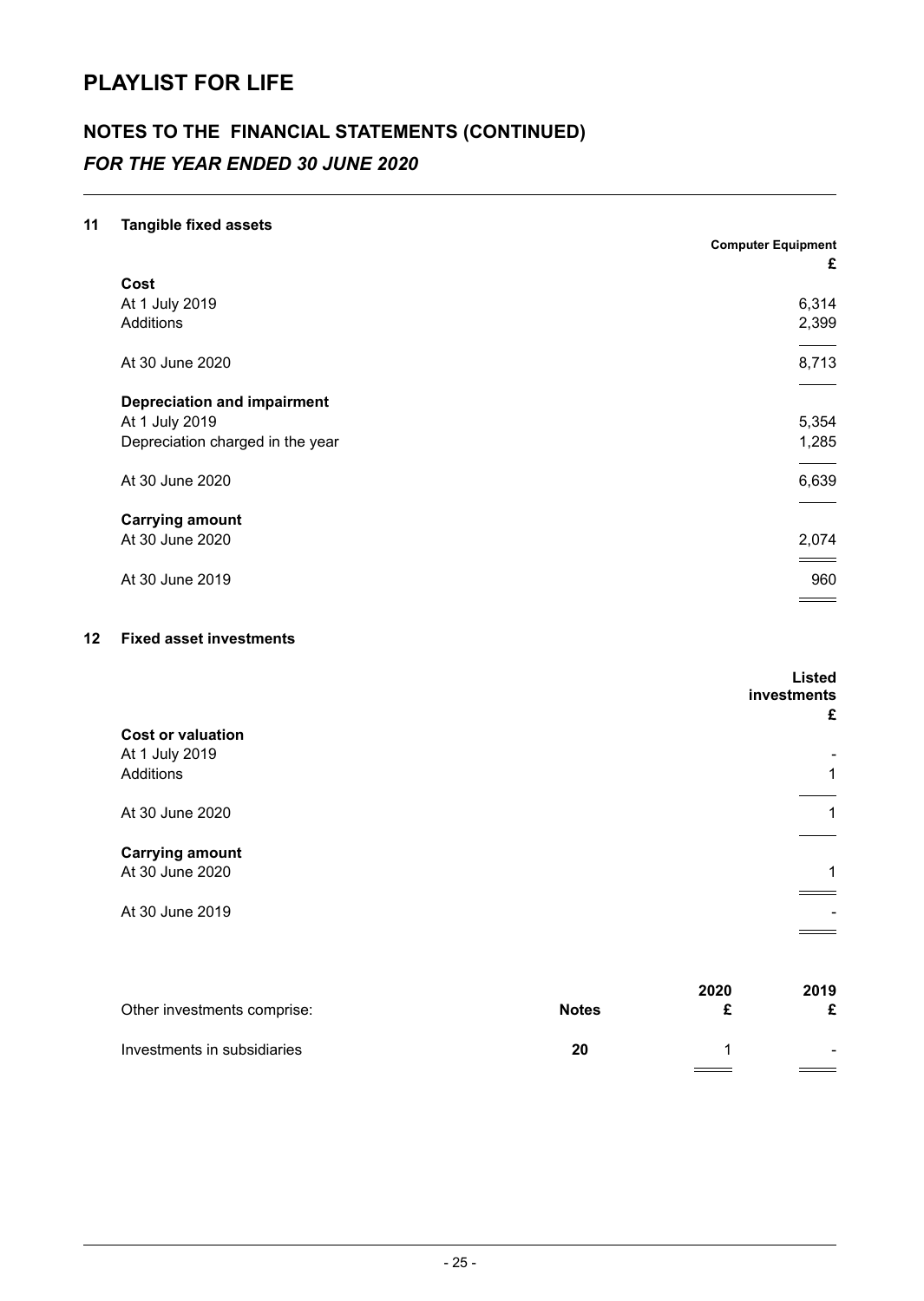# PLAYLIST FOR LIFE

## NOTES TO THE FINANCIAL STATEMENTS (CONTINUED)

### *FOR THE YEAR ENDED 30 JUNE 2020*

### 11 Tangible fixed assets

| | Computer Equipment £ |
|---|---|
| **Cost** | |
| At 1 July 2019 | 6,314 |
| Additions | 2,399 |
| At 30 June 2020 | 8,713 |
| **Depreciation and impairment** | |
| At 1 July 2019 | 5,354 |
| Depreciation charged in the year | 1,285 |
| At 30 June 2020 | 6,639 |
| **Carrying amount** | |
| At 30 June 2020 | 2,074 |
| At 30 June 2019 | 960 |

### 12 Fixed asset investments

| | Listed investments £ |
|---|---|
| **Cost or valuation** | |
| At 1 July 2019 | - |
| Additions | 1 |
| At 30 June 2020 | 1 |
| **Carrying amount** | |
| At 30 June 2020 | 1 |
| At 30 June 2019 | - |

| Other investments comprise: | Notes | 2020 £ | 2019 £ |
|---|---|---|---|
| Investments in subsidiaries | 20 | 1 | - |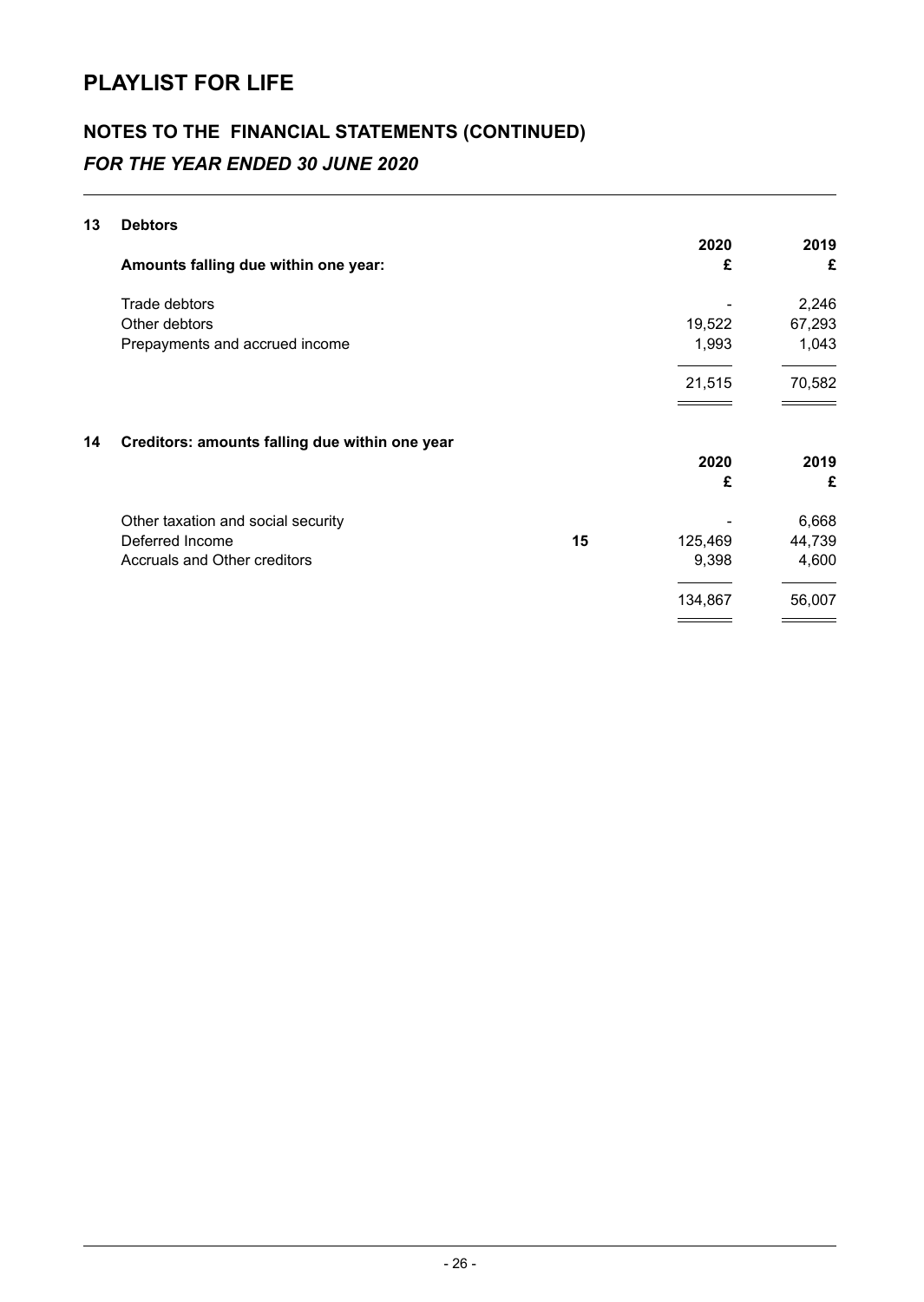# PLAYLIST FOR LIFE

## NOTES TO THE FINANCIAL STATEMENTS (CONTINUED)

### *FOR THE YEAR ENDED 30 JUNE 2020*

**13 Debtors**

| **Amounts falling due within one year:** | **2020 £** | **2019 £** |
|---|---|---|
| Trade debtors | - | 2,246 |
| Other debtors | 19,522 | 67,293 |
| Prepayments and accrued income | 1,993 | 1,043 |
| | 21,515 | 70,582 |

**14 Creditors: amounts falling due within one year**

| | | **2020 £** | **2019 £** |
|---|---|---|---|
| Other taxation and social security | | - | 6,668 |
| Deferred Income | **15** | 125,469 | 44,739 |
| Accruals and Other creditors | | 9,398 | 4,600 |
| | | 134,867 | 56,007 |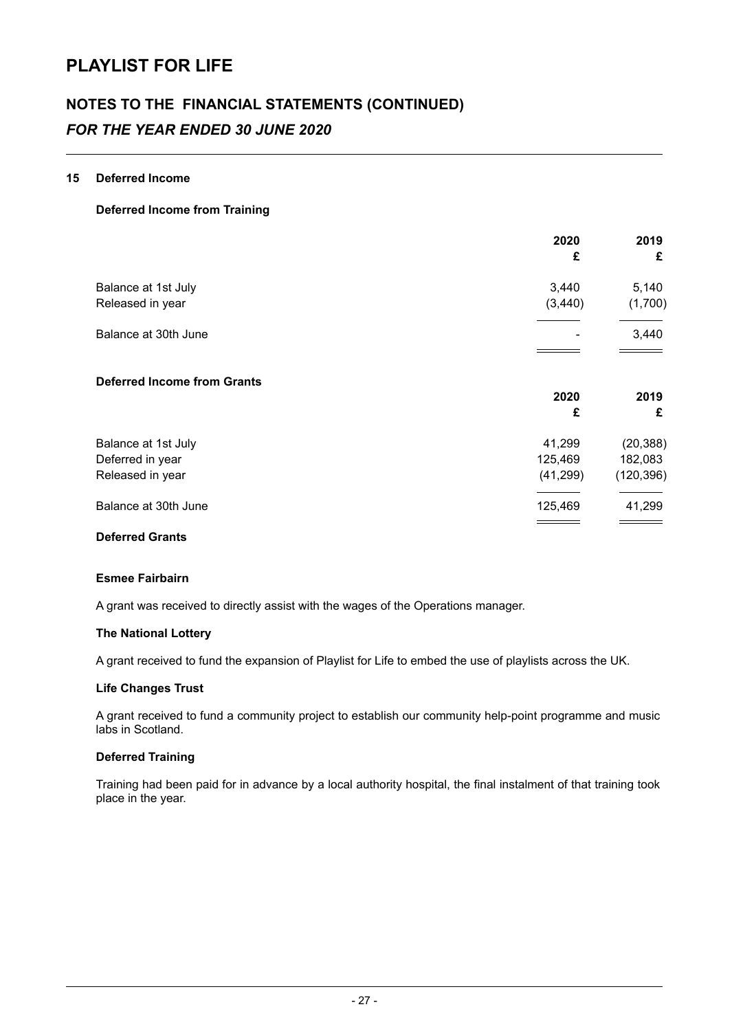# PLAYLIST FOR LIFE

## NOTES TO THE FINANCIAL STATEMENTS (CONTINUED)

### *FOR THE YEAR ENDED 30 JUNE 2020*

**15 Deferred Income**

**Deferred Income from Training**

| | 2020<br>£ | 2019<br>£ |
|---|---|---|
| Balance at 1st July | 3,440 | 5,140 |
| Released in year | (3,440) | (1,700) |
| Balance at 30th June | - | 3,440 |

**Deferred Income from Grants**

| | 2020<br>£ | 2019<br>£ |
|---|---|---|
| Balance at 1st July | 41,299 | (20,388) |
| Deferred in year | 125,469 | 182,083 |
| Released in year | (41,299) | (120,396) |
| Balance at 30th June | 125,469 | 41,299 |

**Deferred Grants**

**Esmee Fairbairn**

A grant was received to directly assist with the wages of the Operations manager.

**The National Lottery**

A grant received to fund the expansion of Playlist for Life to embed the use of playlists across the UK.

**Life Changes Trust**

A grant received to fund a community project to establish our community help-point programme and music labs in Scotland.

**Deferred Training**

Training had been paid for in advance by a local authority hospital, the final instalment of that training took place in the year.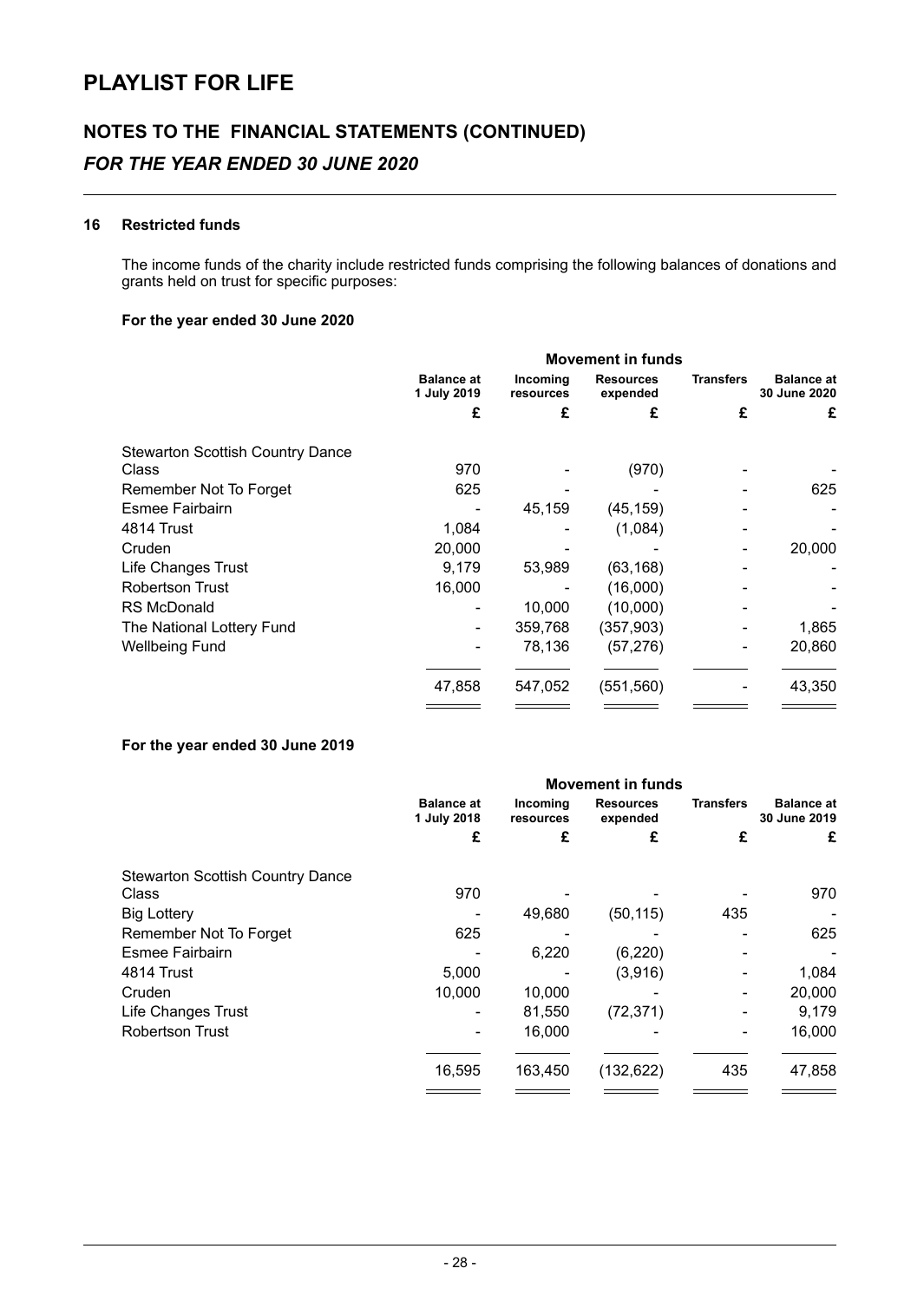# PLAYLIST FOR LIFE

## NOTES TO THE FINANCIAL STATEMENTS (CONTINUED)

### *FOR THE YEAR ENDED 30 JUNE 2020*

**16 Restricted funds**

The income funds of the charity include restricted funds comprising the following balances of donations and grants held on trust for specific purposes:

**For the year ended 30 June 2020**

| | Movement in funds | | | | |
|---|---|---|---|---|---|
| | **Balance at 1 July 2019** | **Incoming resources** | **Resources expended** | **Transfers** | **Balance at 30 June 2020** |
| | **£** | **£** | **£** | **£** | **£** |
| Stewarton Scottish Country Dance Class | 970 | - | (970) | - | - |
| Remember Not To Forget | 625 | - | - | - | 625 |
| Esmee Fairbairn | - | 45,159 | (45,159) | - | - |
| 4814 Trust | 1,084 | - | (1,084) | - | - |
| Cruden | 20,000 | - | - | - | 20,000 |
| Life Changes Trust | 9,179 | 53,989 | (63,168) | - | - |
| Robertson Trust | 16,000 | - | (16,000) | - | - |
| RS McDonald | - | 10,000 | (10,000) | - | - |
| The National Lottery Fund | - | 359,768 | (357,903) | - | 1,865 |
| Wellbeing Fund | - | 78,136 | (57,276) | - | 20,860 |
| | 47,858 | 547,052 | (551,560) | - | 43,350 |

**For the year ended 30 June 2019**

| | Movement in funds | | | | |
|---|---|---|---|---|---|
| | **Balance at 1 July 2018** | **Incoming resources** | **Resources expended** | **Transfers** | **Balance at 30 June 2019** |
| | **£** | **£** | **£** | **£** | **£** |
| Stewarton Scottish Country Dance Class | 970 | - | - | - | 970 |
| Big Lottery | - | 49,680 | (50,115) | 435 | - |
| Remember Not To Forget | 625 | - | - | - | 625 |
| Esmee Fairbairn | - | 6,220 | (6,220) | - | - |
| 4814 Trust | 5,000 | - | (3,916) | - | 1,084 |
| Cruden | 10,000 | 10,000 | - | - | 20,000 |
| Life Changes Trust | - | 81,550 | (72,371) | - | 9,179 |
| Robertson Trust | - | 16,000 | - | - | 16,000 |
| | 16,595 | 163,450 | (132,622) | 435 | 47,858 |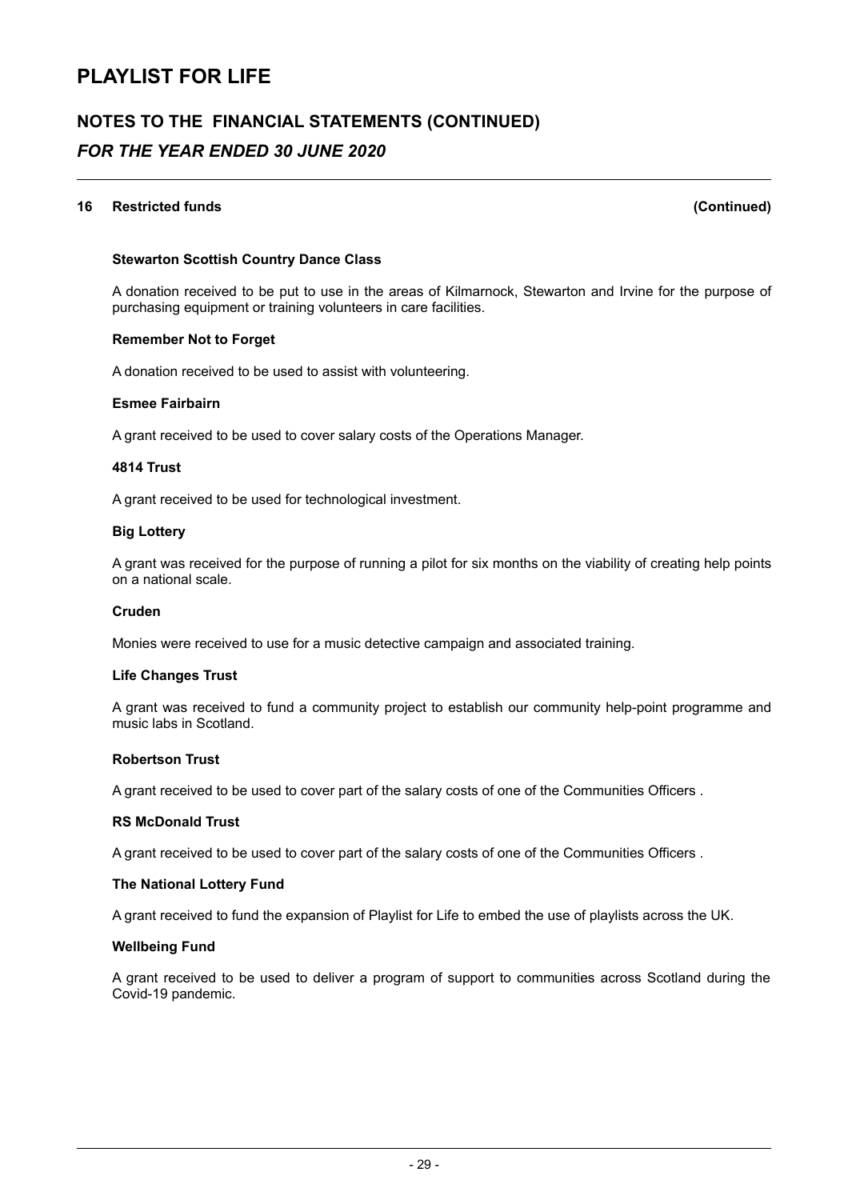# PLAYLIST FOR LIFE

## NOTES TO THE FINANCIAL STATEMENTS (CONTINUED)

### *FOR THE YEAR ENDED 30 JUNE 2020*

**16 Restricted funds (Continued)**

**Stewarton Scottish Country Dance Class**

A donation received to be put to use in the areas of Kilmarnock, Stewarton and Irvine for the purpose of purchasing equipment or training volunteers in care facilities.

**Remember Not to Forget**

A donation received to be used to assist with volunteering.

**Esmee Fairbairn**

A grant received to be used to cover salary costs of the Operations Manager.

**4814 Trust**

A grant received to be used for technological investment.

**Big Lottery**

A grant was received for the purpose of running a pilot for six months on the viability of creating help points on a national scale.

**Cruden**

Monies were received to use for a music detective campaign and associated training.

**Life Changes Trust**

A grant was received to fund a community project to establish our community help-point programme and music labs in Scotland.

**Robertson Trust**

A grant received to be used to cover part of the salary costs of one of the Communities Officers .

**RS McDonald Trust**

A grant received to be used to cover part of the salary costs of one of the Communities Officers .

**The National Lottery Fund**

A grant received to fund the expansion of Playlist for Life to embed the use of playlists across the UK.

**Wellbeing Fund**

A grant received to be used to deliver a program of support to communities across Scotland during the Covid-19 pandemic.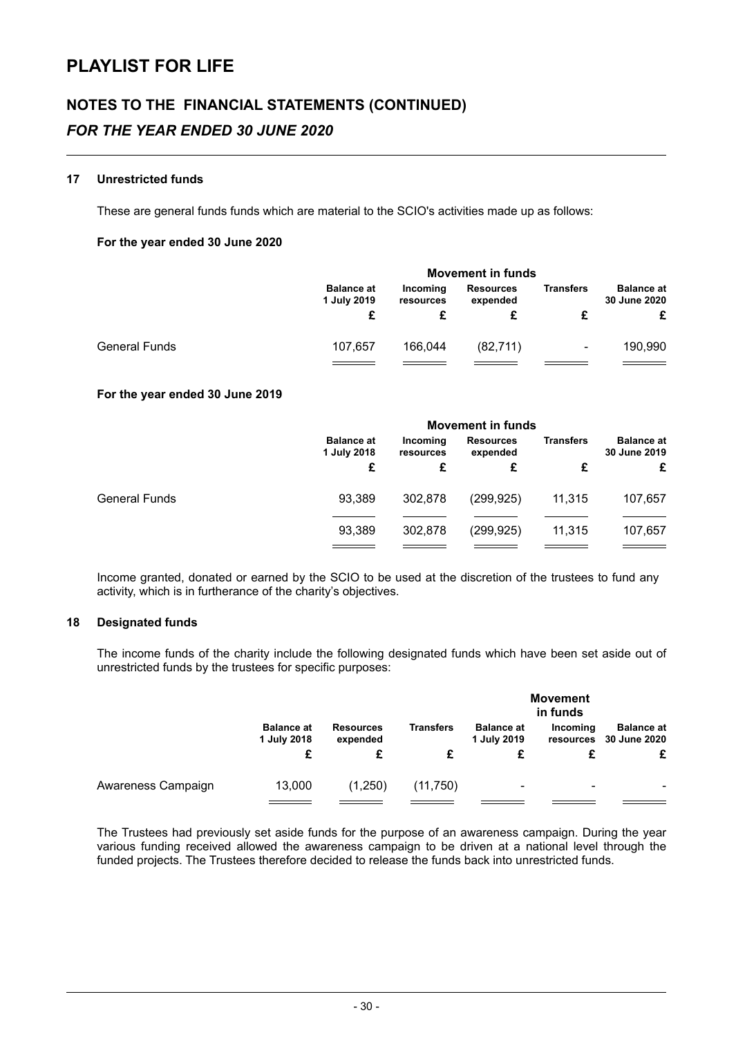# PLAYLIST FOR LIFE

## NOTES TO THE FINANCIAL STATEMENTS (CONTINUED)

## *FOR THE YEAR ENDED 30 JUNE 2020*

### 17 Unrestricted funds

These are general funds funds which are material to the SCIO's activities made up as follows:

**For the year ended 30 June 2020**

| | | Movement in funds | | | |
|---|---|---|---|---|---|
| | **Balance at 1 July 2019** | **Incoming resources** | **Resources expended** | **Transfers** | **Balance at 30 June 2020** |
| | **£** | **£** | **£** | **£** | **£** |
| General Funds | 107,657 | 166,044 | (82,711) | - | 190,990 |

**For the year ended 30 June 2019**

| | | Movement in funds | | | |
|---|---|---|---|---|---|
| | **Balance at 1 July 2018** | **Incoming resources** | **Resources expended** | **Transfers** | **Balance at 30 June 2019** |
| | **£** | **£** | **£** | **£** | **£** |
| General Funds | 93,389 | 302,878 | (299,925) | 11,315 | 107,657 |
| | 93,389 | 302,878 | (299,925) | 11,315 | 107,657 |

Income granted, donated or earned by the SCIO to be used at the discretion of the trustees to fund any activity, which is in furtherance of the charity's objectives.

### 18 Designated funds

The income funds of the charity include the following designated funds which have been set aside out of unrestricted funds by the trustees for specific purposes:

| | | | | | Movement in funds | |
|---|---|---|---|---|---|---|
| | **Balance at 1 July 2018** | **Resources expended** | **Transfers** | **Balance at 1 July 2019** | **Incoming resources** | **Balance at 30 June 2020** |
| | **£** | **£** | **£** | **£** | **£** | **£** |
| Awareness Campaign | 13,000 | (1,250) | (11,750) | - | - | - |

The Trustees had previously set aside funds for the purpose of an awareness campaign. During the year various funding received allowed the awareness campaign to be driven at a national level through the funded projects. The Trustees therefore decided to release the funds back into unrestricted funds.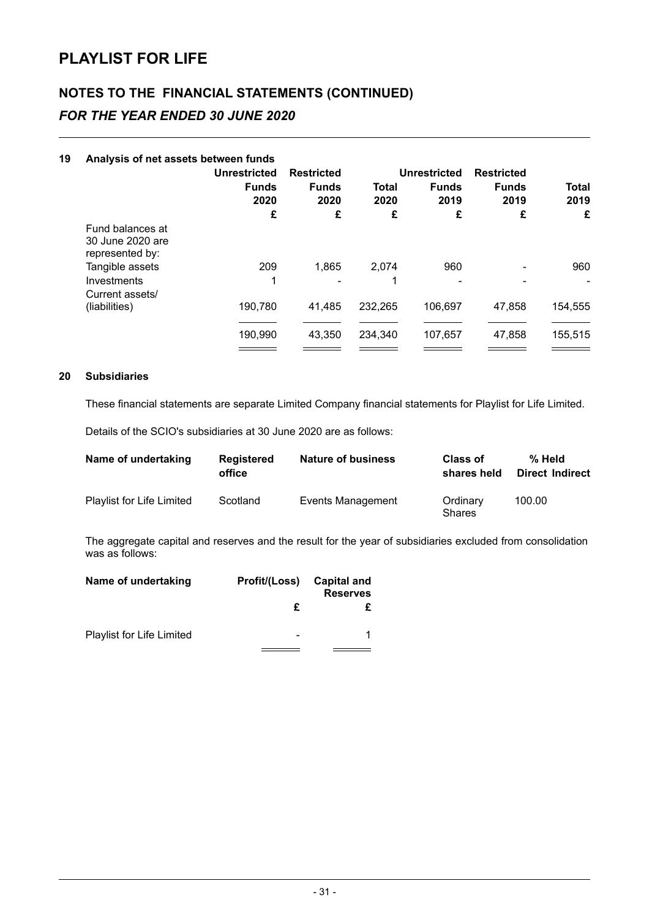# PLAYLIST FOR LIFE

## NOTES TO THE FINANCIAL STATEMENTS (CONTINUED)

### *FOR THE YEAR ENDED 30 JUNE 2020*

**19 Analysis of net assets between funds**

| | Unrestricted Funds 2020 | Restricted Funds 2020 | Total 2020 | Unrestricted Funds 2019 | Restricted Funds 2019 | Total 2019 |
|---|---|---|---|---|---|---|
| | £ | £ | £ | £ | £ | £ |
| Fund balances at 30 June 2020 are represented by: | | | | | | |
| Tangible assets | 209 | 1,865 | 2,074 | 960 | - | 960 |
| Investments | 1 | - | 1 | - | - | - |
| Current assets/ (liabilities) | 190,780 | 41,485 | 232,265 | 106,697 | 47,858 | 154,555 |
| | 190,990 | 43,350 | 234,340 | 107,657 | 47,858 | 155,515 |

**20 Subsidiaries**

These financial statements are separate Limited Company financial statements for Playlist for Life Limited.

Details of the SCIO's subsidiaries at 30 June 2020 are as follows:

| Name of undertaking | Registered office | Nature of business | Class of shares held | % Held Direct | % Held Indirect |
|---|---|---|---|---|---|
| Playlist for Life Limited | Scotland | Events Management | Ordinary Shares | 100.00 | |

The aggregate capital and reserves and the result for the year of subsidiaries excluded from consolidation was as follows:

| Name of undertaking | Profit/(Loss) | Capital and Reserves |
|---|---|---|
| | £ | £ |
| Playlist for Life Limited | - | 1 |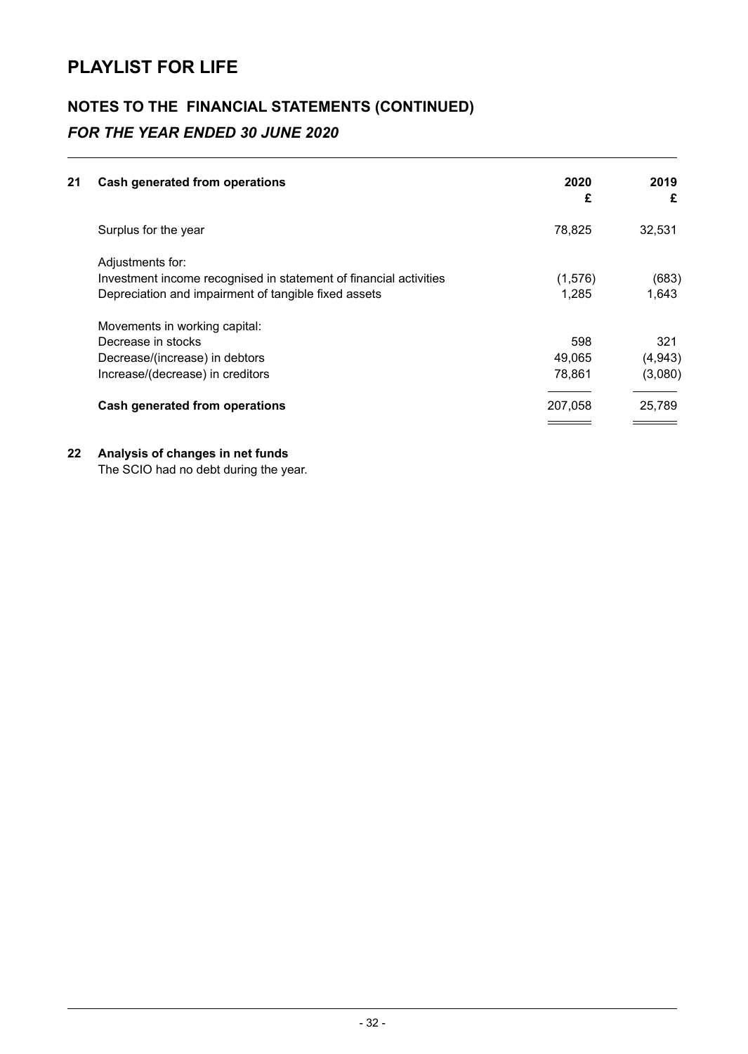# PLAYLIST FOR LIFE

## NOTES TO THE FINANCIAL STATEMENTS (CONTINUED)

### *FOR THE YEAR ENDED 30 JUNE 2020*

| 21 | **Cash generated from operations** | **2020 £** | **2019 £** |
|---|---|---|---|
| | Surplus for the year | 78,825 | 32,531 |
| | Adjustments for: | | |
| | Investment income recognised in statement of financial activities | (1,576) | (683) |
| | Depreciation and impairment of tangible fixed assets | 1,285 | 1,643 |
| | Movements in working capital: | | |
| | Decrease in stocks | 598 | 321 |
| | Decrease/(increase) in debtors | 49,065 | (4,943) |
| | Increase/(decrease) in creditors | 78,861 | (3,080) |
| | **Cash generated from operations** | 207,058 | 25,789 |

**22 Analysis of changes in net funds**

The SCIO had no debt during the year.